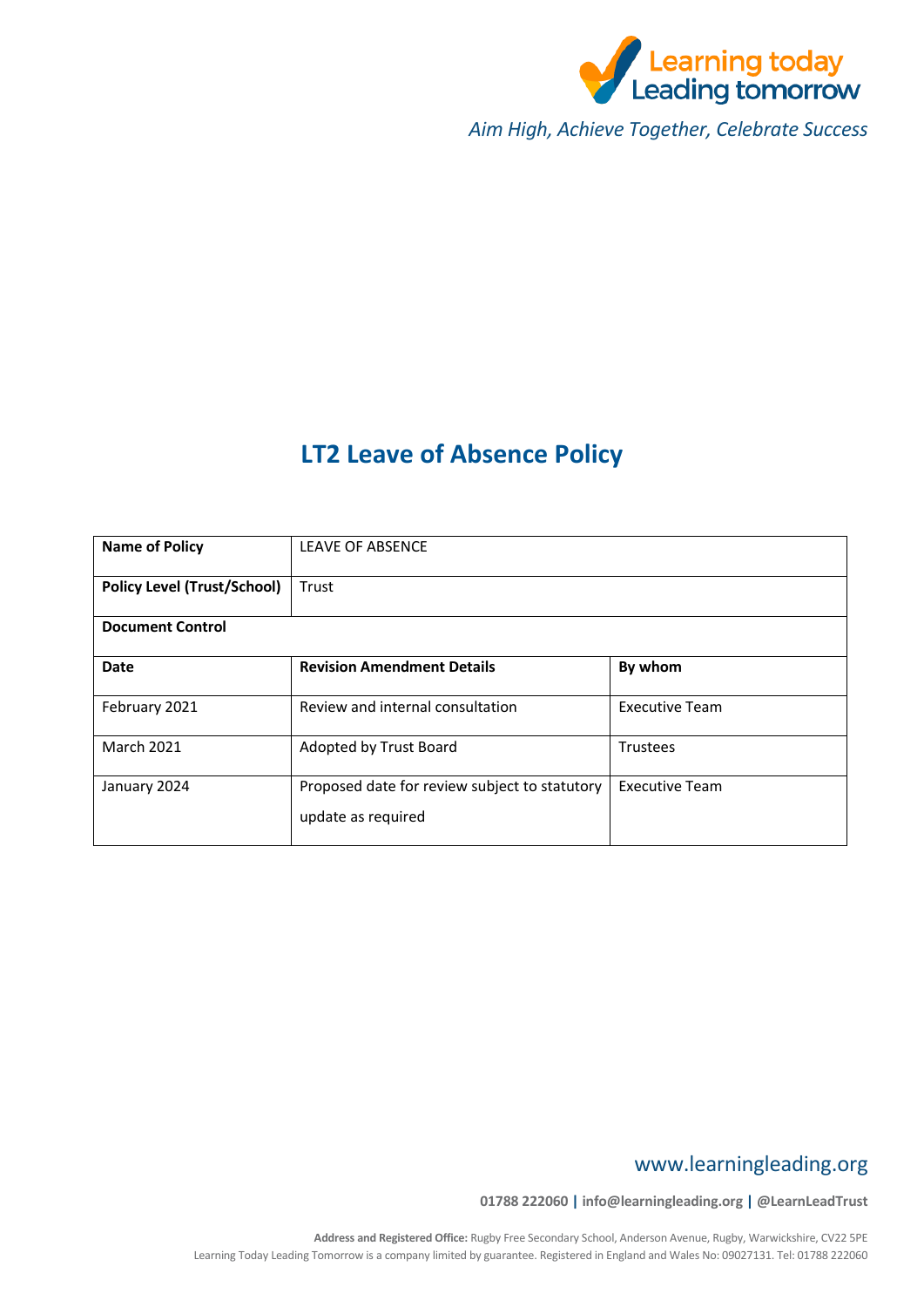Learning today
Leading tomorrow

*Aim High, Achieve Together, Celebrate Success*

# LT2 Leave of Absence Policy

| **Name of Policy** | LEAVE OF ABSENCE | |
|---|---|---|
| **Policy Level (Trust/School)** | Trust | |
| **Document Control** | | |
| **Date** | **Revision Amendment Details** | **By whom** |
| February 2021 | Review and internal consultation | Executive Team |
| March 2021 | Adopted by Trust Board | Trustees |
| January 2024 | Proposed date for review subject to statutory update as required | Executive Team |

www.learningleading.org

01788 222060 | info@learningleading.org | @LearnLeadTrust

**Address and Registered Office:** Rugby Free Secondary School, Anderson Avenue, Rugby, Warwickshire, CV22 5PE
Learning Today Leading Tomorrow is a company limited by guarantee. Registered in England and Wales No: 09027131. Tel: 01788 222060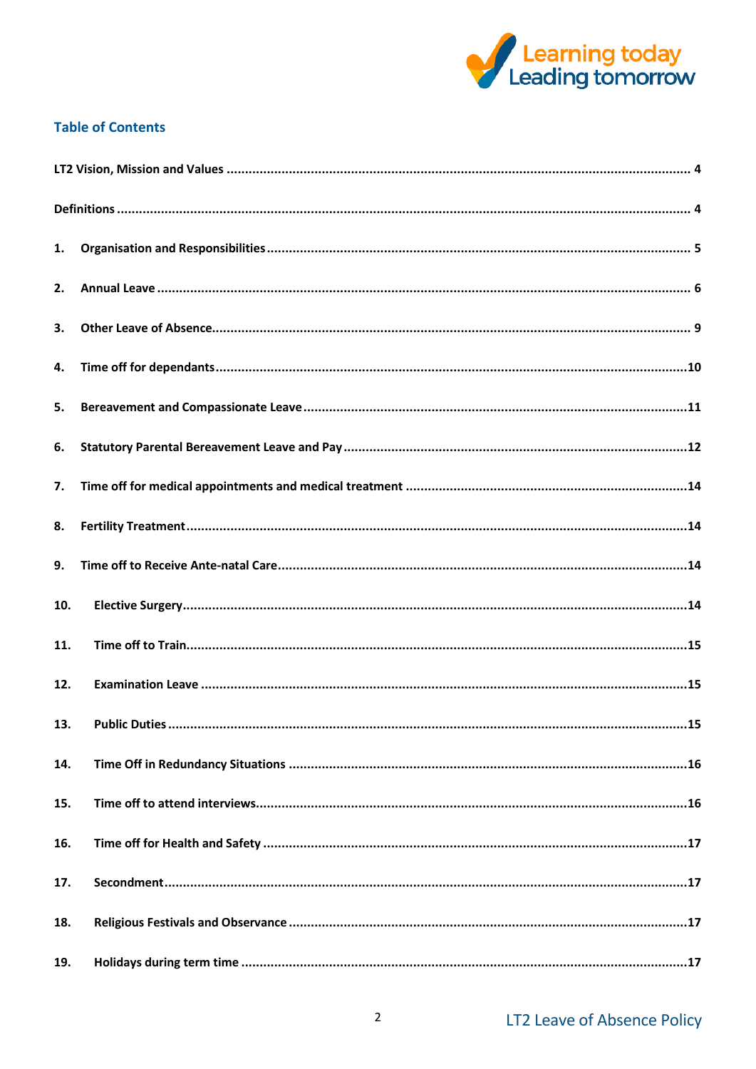## Table of Contents

LT2 Vision, Mission and Values .......... 4

Definitions .......... 4

1. Organisation and Responsibilities .......... 5
2. Annual Leave .......... 6
3. Other Leave of Absence .......... 9
4. Time off for dependants .......... 10
5. Bereavement and Compassionate Leave .......... 11
6. Statutory Parental Bereavement Leave and Pay .......... 12
7. Time off for medical appointments and medical treatment .......... 14
8. Fertility Treatment .......... 14
9. Time off to Receive Ante-natal Care .......... 14
10. Elective Surgery .......... 14
11. Time off to Train .......... 15
12. Examination Leave .......... 15
13. Public Duties .......... 15
14. Time Off in Redundancy Situations .......... 16
15. Time off to attend interviews .......... 16
16. Time off for Health and Safety .......... 17
17. Secondment .......... 17
18. Religious Festivals and Observance .......... 17
19. Holidays during term time .......... 17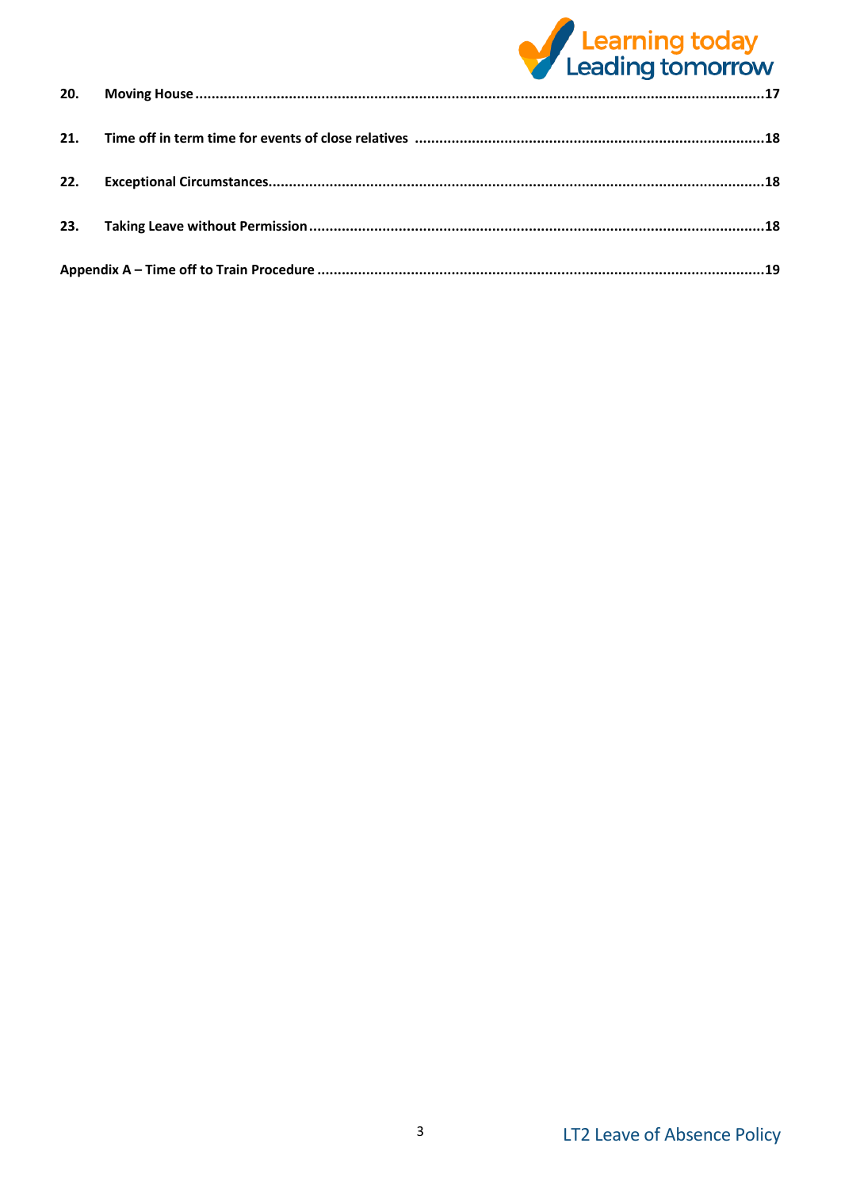**20. Moving House** .......... 17

**21. Time off in term time for events of close relatives** .......... 18

**22. Exceptional Circumstances** .......... 18

**23. Taking Leave without Permission** .......... 18

**Appendix A – Time off to Train Procedure** .......... 19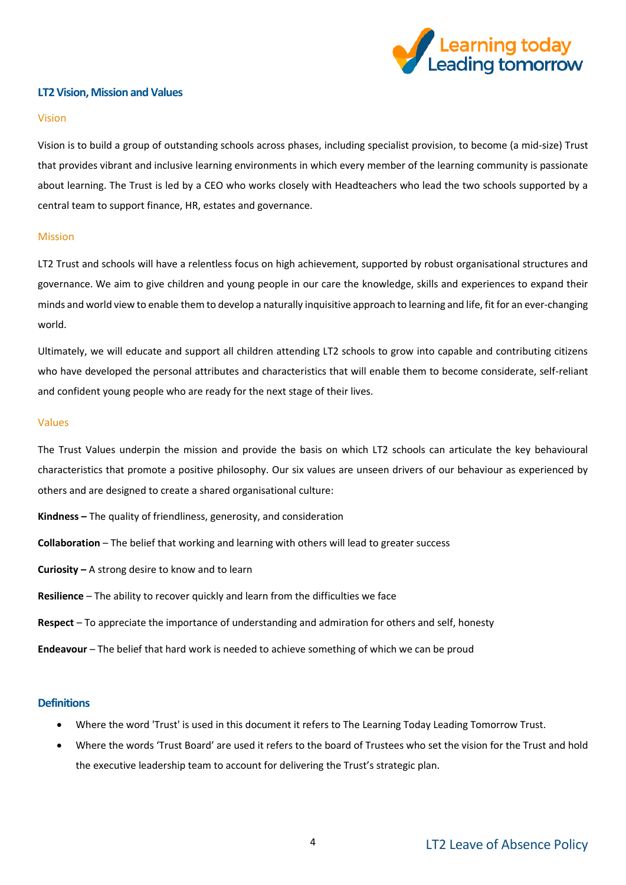## LT2 Vision, Mission and Values

### Vision

Vision is to build a group of outstanding schools across phases, including specialist provision, to become (a mid-size) Trust that provides vibrant and inclusive learning environments in which every member of the learning community is passionate about learning. The Trust is led by a CEO who works closely with Headteachers who lead the two schools supported by a central team to support finance, HR, estates and governance.

### Mission

LT2 Trust and schools will have a relentless focus on high achievement, supported by robust organisational structures and governance. We aim to give children and young people in our care the knowledge, skills and experiences to expand their minds and world view to enable them to develop a naturally inquisitive approach to learning and life, fit for an ever-changing world.

Ultimately, we will educate and support all children attending LT2 schools to grow into capable and contributing citizens who have developed the personal attributes and characteristics that will enable them to become considerate, self-reliant and confident young people who are ready for the next stage of their lives.

### Values

The Trust Values underpin the mission and provide the basis on which LT2 schools can articulate the key behavioural characteristics that promote a positive philosophy. Our six values are unseen drivers of our behaviour as experienced by others and are designed to create a shared organisational culture:

**Kindness –** The quality of friendliness, generosity, and consideration

**Collaboration** – The belief that working and learning with others will lead to greater success

**Curiosity –** A strong desire to know and to learn

**Resilience** – The ability to recover quickly and learn from the difficulties we face

**Respect** – To appreciate the importance of understanding and admiration for others and self, honesty

**Endeavour** – The belief that hard work is needed to achieve something of which we can be proud

## Definitions

- Where the word 'Trust' is used in this document it refers to The Learning Today Leading Tomorrow Trust.
- Where the words 'Trust Board' are used it refers to the board of Trustees who set the vision for the Trust and hold the executive leadership team to account for delivering the Trust's strategic plan.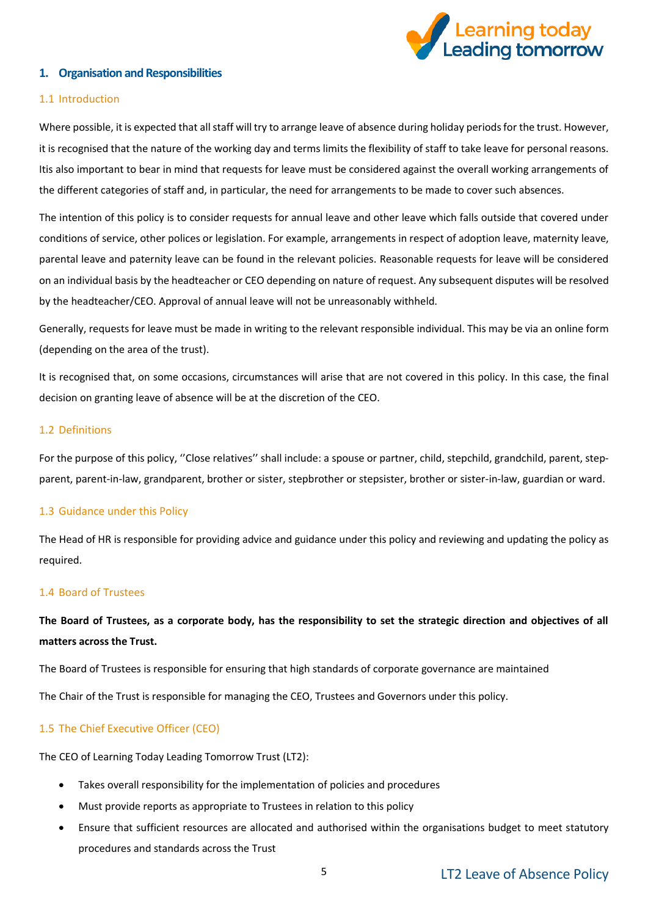## 1. Organisation and Responsibilities

### 1.1 Introduction

Where possible, it is expected that all staff will try to arrange leave of absence during holiday periods for the trust. However, it is recognised that the nature of the working day and terms limits the flexibility of staff to take leave for personal reasons. Itis also important to bear in mind that requests for leave must be considered against the overall working arrangements of the different categories of staff and, in particular, the need for arrangements to be made to cover such absences.

The intention of this policy is to consider requests for annual leave and other leave which falls outside that covered under conditions of service, other polices or legislation. For example, arrangements in respect of adoption leave, maternity leave, parental leave and paternity leave can be found in the relevant policies. Reasonable requests for leave will be considered on an individual basis by the headteacher or CEO depending on nature of request. Any subsequent disputes will be resolved by the headteacher/CEO. Approval of annual leave will not be unreasonably withheld.

Generally, requests for leave must be made in writing to the relevant responsible individual. This may be via an online form (depending on the area of the trust).

It is recognised that, on some occasions, circumstances will arise that are not covered in this policy. In this case, the final decision on granting leave of absence will be at the discretion of the CEO.

### 1.2 Definitions

For the purpose of this policy, ‘’Close relatives’’ shall include: a spouse or partner, child, stepchild, grandchild, parent, step-parent, parent-in-law, grandparent, brother or sister, stepbrother or stepsister, brother or sister-in-law, guardian or ward.

### 1.3 Guidance under this Policy

The Head of HR is responsible for providing advice and guidance under this policy and reviewing and updating the policy as required.

### 1.4 Board of Trustees

**The Board of Trustees, as a corporate body, has the responsibility to set the strategic direction and objectives of all matters across the Trust.**

The Board of Trustees is responsible for ensuring that high standards of corporate governance are maintained

The Chair of the Trust is responsible for managing the CEO, Trustees and Governors under this policy.

### 1.5 The Chief Executive Officer (CEO)

The CEO of Learning Today Leading Tomorrow Trust (LT2):

- Takes overall responsibility for the implementation of policies and procedures
- Must provide reports as appropriate to Trustees in relation to this policy
- Ensure that sufficient resources are allocated and authorised within the organisations budget to meet statutory procedures and standards across the Trust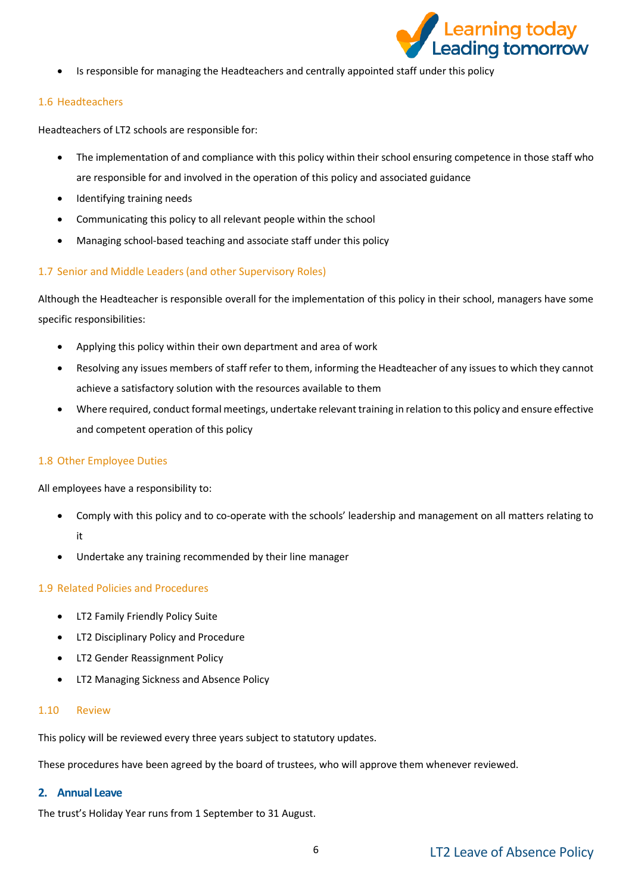- Is responsible for managing the Headteachers and centrally appointed staff under this policy

### 1.6 Headteachers

Headteachers of LT2 schools are responsible for:

- The implementation of and compliance with this policy within their school ensuring competence in those staff who are responsible for and involved in the operation of this policy and associated guidance
- Identifying training needs
- Communicating this policy to all relevant people within the school
- Managing school-based teaching and associate staff under this policy

### 1.7 Senior and Middle Leaders (and other Supervisory Roles)

Although the Headteacher is responsible overall for the implementation of this policy in their school, managers have some specific responsibilities:

- Applying this policy within their own department and area of work
- Resolving any issues members of staff refer to them, informing the Headteacher of any issues to which they cannot achieve a satisfactory solution with the resources available to them
- Where required, conduct formal meetings, undertake relevant training in relation to this policy and ensure effective and competent operation of this policy

### 1.8 Other Employee Duties

All employees have a responsibility to:

- Comply with this policy and to co-operate with the schools' leadership and management on all matters relating to it
- Undertake any training recommended by their line manager

### 1.9 Related Policies and Procedures

- LT2 Family Friendly Policy Suite
- LT2 Disciplinary Policy and Procedure
- LT2 Gender Reassignment Policy
- LT2 Managing Sickness and Absence Policy

### 1.10 Review

This policy will be reviewed every three years subject to statutory updates.

These procedures have been agreed by the board of trustees, who will approve them whenever reviewed.

## 2. Annual Leave

The trust's Holiday Year runs from 1 September to 31 August.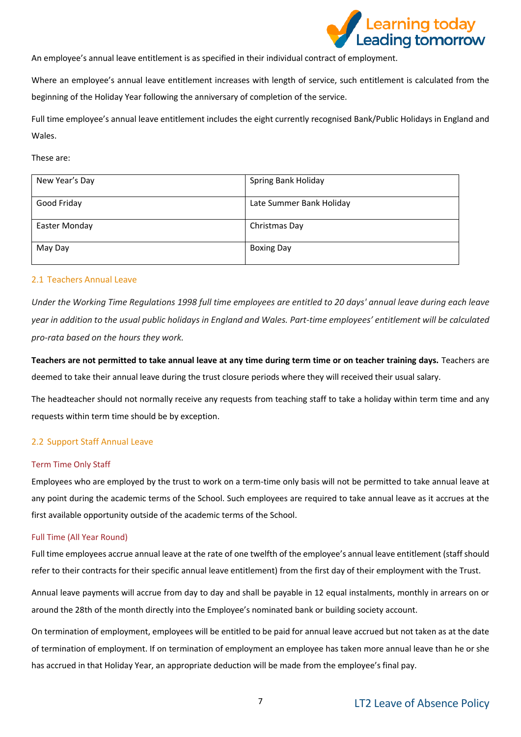An employee's annual leave entitlement is as specified in their individual contract of employment.

Where an employee's annual leave entitlement increases with length of service, such entitlement is calculated from the beginning of the Holiday Year following the anniversary of completion of the service.

Full time employee's annual leave entitlement includes the eight currently recognised Bank/Public Holidays in England and Wales.

These are:

| New Year's Day | Spring Bank Holiday |
|---|---|
| Good Friday | Late Summer Bank Holiday |
| Easter Monday | Christmas Day |
| May Day | Boxing Day |

### 2.1 Teachers Annual Leave

*Under the Working Time Regulations 1998 full time employees are entitled to 20 days' annual leave during each leave year in addition to the usual public holidays in England and Wales. Part-time employees' entitlement will be calculated pro-rata based on the hours they work.*

**Teachers are not permitted to take annual leave at any time during term time or on teacher training days.** Teachers are deemed to take their annual leave during the trust closure periods where they will received their usual salary.

The headteacher should not normally receive any requests from teaching staff to take a holiday within term time and any requests within term time should be by exception.

### 2.2 Support Staff Annual Leave

#### Term Time Only Staff

Employees who are employed by the trust to work on a term-time only basis will not be permitted to take annual leave at any point during the academic terms of the School. Such employees are required to take annual leave as it accrues at the first available opportunity outside of the academic terms of the School.

#### Full Time (All Year Round)

Full time employees accrue annual leave at the rate of one twelfth of the employee's annual leave entitlement (staff should refer to their contracts for their specific annual leave entitlement) from the first day of their employment with the Trust.

Annual leave payments will accrue from day to day and shall be payable in 12 equal instalments, monthly in arrears on or around the 28th of the month directly into the Employee's nominated bank or building society account.

On termination of employment, employees will be entitled to be paid for annual leave accrued but not taken as at the date of termination of employment. If on termination of employment an employee has taken more annual leave than he or she has accrued in that Holiday Year, an appropriate deduction will be made from the employee's final pay.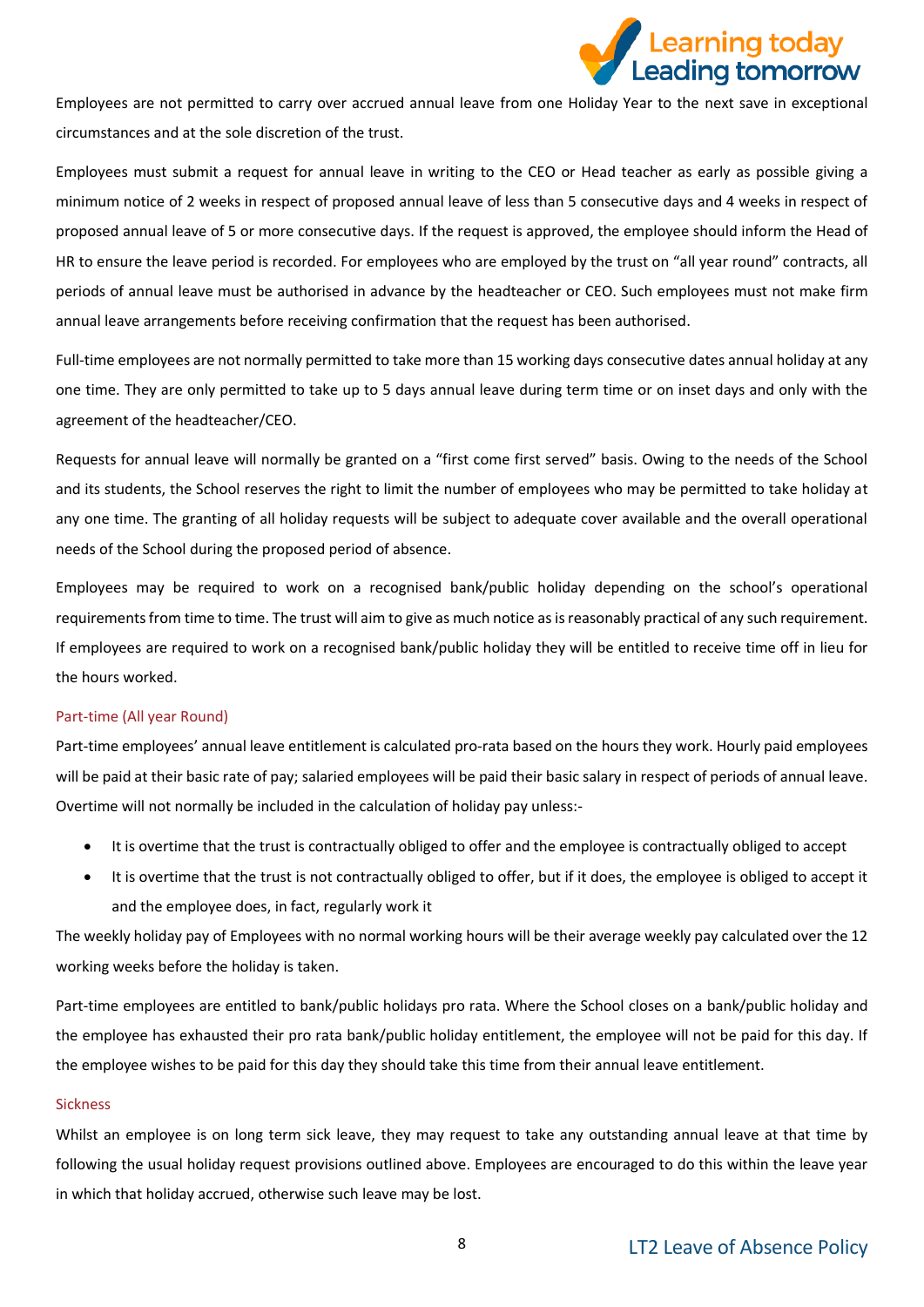Employees are not permitted to carry over accrued annual leave from one Holiday Year to the next save in exceptional circumstances and at the sole discretion of the trust.

Employees must submit a request for annual leave in writing to the CEO or Head teacher as early as possible giving a minimum notice of 2 weeks in respect of proposed annual leave of less than 5 consecutive days and 4 weeks in respect of proposed annual leave of 5 or more consecutive days. If the request is approved, the employee should inform the Head of HR to ensure the leave period is recorded. For employees who are employed by the trust on "all year round" contracts, all periods of annual leave must be authorised in advance by the headteacher or CEO. Such employees must not make firm annual leave arrangements before receiving confirmation that the request has been authorised.

Full-time employees are not normally permitted to take more than 15 working days consecutive dates annual holiday at any one time. They are only permitted to take up to 5 days annual leave during term time or on inset days and only with the agreement of the headteacher/CEO.

Requests for annual leave will normally be granted on a "first come first served" basis. Owing to the needs of the School and its students, the School reserves the right to limit the number of employees who may be permitted to take holiday at any one time. The granting of all holiday requests will be subject to adequate cover available and the overall operational needs of the School during the proposed period of absence.

Employees may be required to work on a recognised bank/public holiday depending on the school's operational requirements from time to time. The trust will aim to give as much notice as is reasonably practical of any such requirement. If employees are required to work on a recognised bank/public holiday they will be entitled to receive time off in lieu for the hours worked.

### Part-time (All year Round)

Part-time employees' annual leave entitlement is calculated pro-rata based on the hours they work. Hourly paid employees will be paid at their basic rate of pay; salaried employees will be paid their basic salary in respect of periods of annual leave. Overtime will not normally be included in the calculation of holiday pay unless:-

- It is overtime that the trust is contractually obliged to offer and the employee is contractually obliged to accept
- It is overtime that the trust is not contractually obliged to offer, but if it does, the employee is obliged to accept it and the employee does, in fact, regularly work it

The weekly holiday pay of Employees with no normal working hours will be their average weekly pay calculated over the 12 working weeks before the holiday is taken.

Part-time employees are entitled to bank/public holidays pro rata. Where the School closes on a bank/public holiday and the employee has exhausted their pro rata bank/public holiday entitlement, the employee will not be paid for this day. If the employee wishes to be paid for this day they should take this time from their annual leave entitlement.

### Sickness

Whilst an employee is on long term sick leave, they may request to take any outstanding annual leave at that time by following the usual holiday request provisions outlined above. Employees are encouraged to do this within the leave year in which that holiday accrued, otherwise such leave may be lost.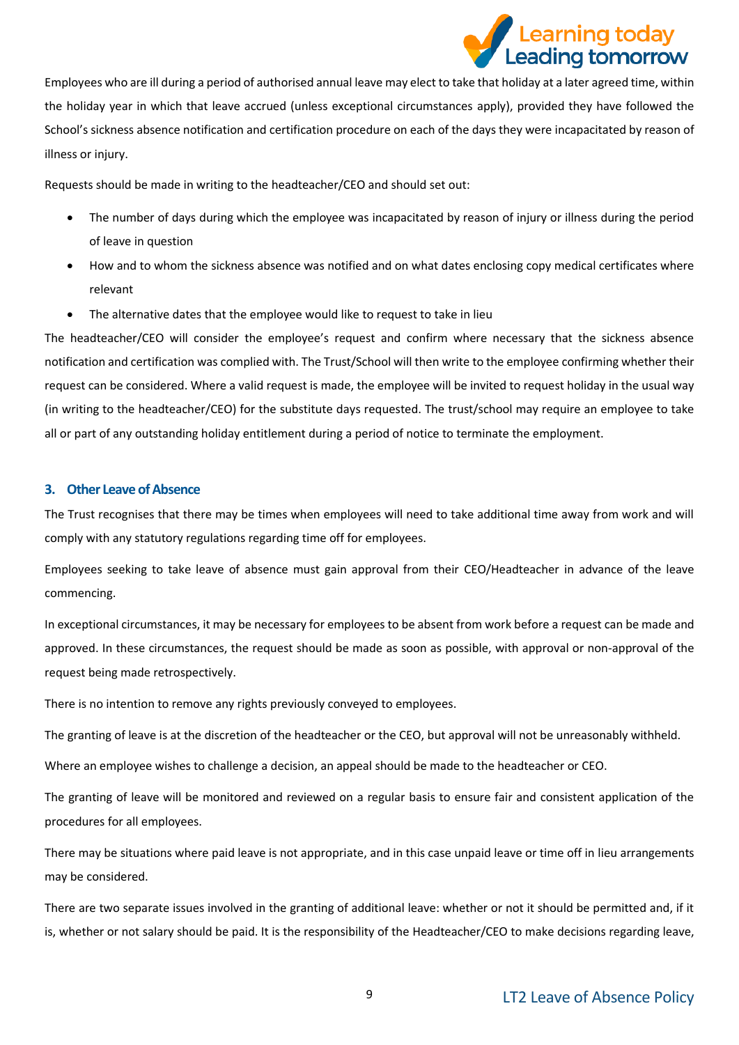Employees who are ill during a period of authorised annual leave may elect to take that holiday at a later agreed time, within the holiday year in which that leave accrued (unless exceptional circumstances apply), provided they have followed the School's sickness absence notification and certification procedure on each of the days they were incapacitated by reason of illness or injury.

Requests should be made in writing to the headteacher/CEO and should set out:

- The number of days during which the employee was incapacitated by reason of injury or illness during the period of leave in question
- How and to whom the sickness absence was notified and on what dates enclosing copy medical certificates where relevant
- The alternative dates that the employee would like to request to take in lieu

The headteacher/CEO will consider the employee's request and confirm where necessary that the sickness absence notification and certification was complied with. The Trust/School will then write to the employee confirming whether their request can be considered. Where a valid request is made, the employee will be invited to request holiday in the usual way (in writing to the headteacher/CEO) for the substitute days requested. The trust/school may require an employee to take all or part of any outstanding holiday entitlement during a period of notice to terminate the employment.

### 3. Other Leave of Absence

The Trust recognises that there may be times when employees will need to take additional time away from work and will comply with any statutory regulations regarding time off for employees.

Employees seeking to take leave of absence must gain approval from their CEO/Headteacher in advance of the leave commencing.

In exceptional circumstances, it may be necessary for employees to be absent from work before a request can be made and approved. In these circumstances, the request should be made as soon as possible, with approval or non-approval of the request being made retrospectively.

There is no intention to remove any rights previously conveyed to employees.

The granting of leave is at the discretion of the headteacher or the CEO, but approval will not be unreasonably withheld.

Where an employee wishes to challenge a decision, an appeal should be made to the headteacher or CEO.

The granting of leave will be monitored and reviewed on a regular basis to ensure fair and consistent application of the procedures for all employees.

There may be situations where paid leave is not appropriate, and in this case unpaid leave or time off in lieu arrangements may be considered.

There are two separate issues involved in the granting of additional leave: whether or not it should be permitted and, if it is, whether or not salary should be paid. It is the responsibility of the Headteacher/CEO to make decisions regarding leave,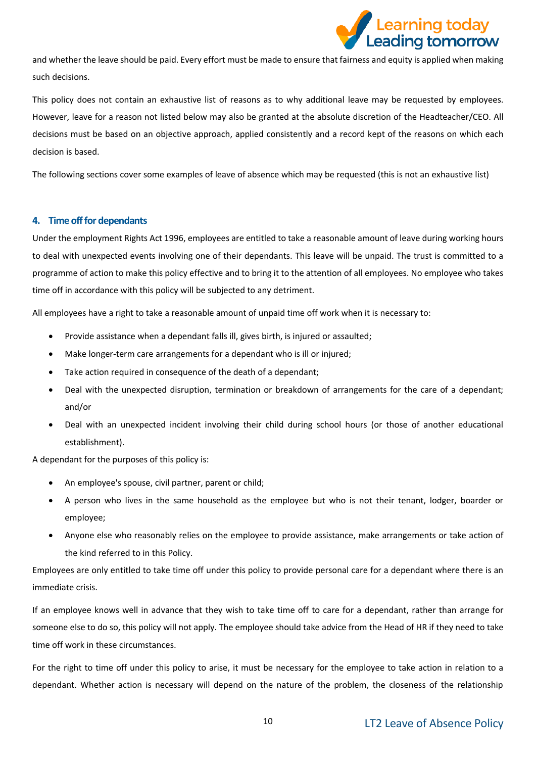and whether the leave should be paid. Every effort must be made to ensure that fairness and equity is applied when making such decisions.

This policy does not contain an exhaustive list of reasons as to why additional leave may be requested by employees. However, leave for a reason not listed below may also be granted at the absolute discretion of the Headteacher/CEO. All decisions must be based on an objective approach, applied consistently and a record kept of the reasons on which each decision is based.

The following sections cover some examples of leave of absence which may be requested (this is not an exhaustive list)

## 4. Time off for dependants

Under the employment Rights Act 1996, employees are entitled to take a reasonable amount of leave during working hours to deal with unexpected events involving one of their dependants. This leave will be unpaid. The trust is committed to a programme of action to make this policy effective and to bring it to the attention of all employees. No employee who takes time off in accordance with this policy will be subjected to any detriment.

All employees have a right to take a reasonable amount of unpaid time off work when it is necessary to:

- Provide assistance when a dependant falls ill, gives birth, is injured or assaulted;
- Make longer-term care arrangements for a dependant who is ill or injured;
- Take action required in consequence of the death of a dependant;
- Deal with the unexpected disruption, termination or breakdown of arrangements for the care of a dependant; and/or
- Deal with an unexpected incident involving their child during school hours (or those of another educational establishment).

A dependant for the purposes of this policy is:

- An employee's spouse, civil partner, parent or child;
- A person who lives in the same household as the employee but who is not their tenant, lodger, boarder or employee;
- Anyone else who reasonably relies on the employee to provide assistance, make arrangements or take action of the kind referred to in this Policy.

Employees are only entitled to take time off under this policy to provide personal care for a dependant where there is an immediate crisis.

If an employee knows well in advance that they wish to take time off to care for a dependant, rather than arrange for someone else to do so, this policy will not apply. The employee should take advice from the Head of HR if they need to take time off work in these circumstances.

For the right to time off under this policy to arise, it must be necessary for the employee to take action in relation to a dependant. Whether action is necessary will depend on the nature of the problem, the closeness of the relationship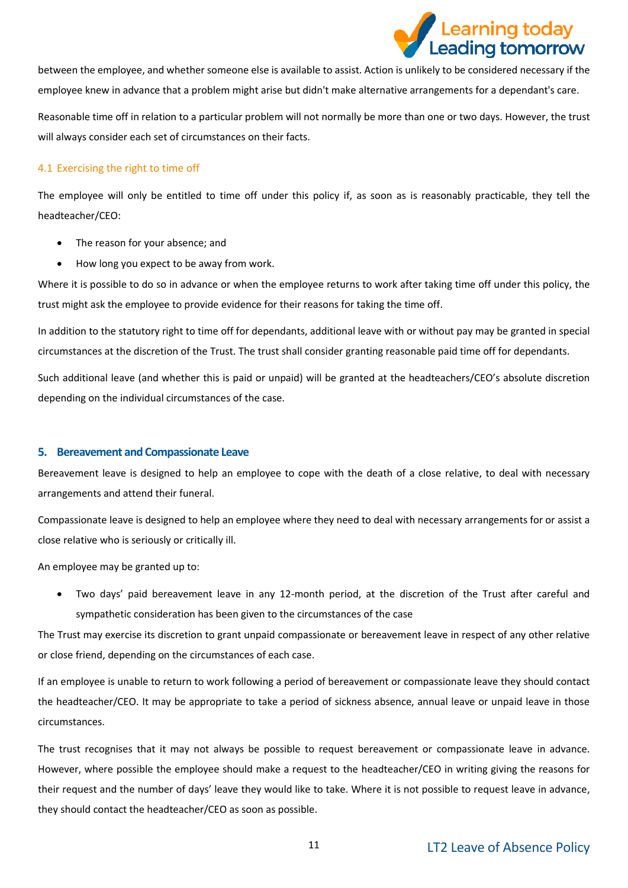between the employee, and whether someone else is available to assist. Action is unlikely to be considered necessary if the employee knew in advance that a problem might arise but didn't make alternative arrangements for a dependant's care.

Reasonable time off in relation to a particular problem will not normally be more than one or two days. However, the trust will always consider each set of circumstances on their facts.

### 4.1 Exercising the right to time off

The employee will only be entitled to time off under this policy if, as soon as is reasonably practicable, they tell the headteacher/CEO:

- The reason for your absence; and
- How long you expect to be away from work.

Where it is possible to do so in advance or when the employee returns to work after taking time off under this policy, the trust might ask the employee to provide evidence for their reasons for taking the time off.

In addition to the statutory right to time off for dependants, additional leave with or without pay may be granted in special circumstances at the discretion of the Trust. The trust shall consider granting reasonable paid time off for dependants.

Such additional leave (and whether this is paid or unpaid) will be granted at the headteachers/CEO's absolute discretion depending on the individual circumstances of the case.

## 5. Bereavement and Compassionate Leave

Bereavement leave is designed to help an employee to cope with the death of a close relative, to deal with necessary arrangements and attend their funeral.

Compassionate leave is designed to help an employee where they need to deal with necessary arrangements for or assist a close relative who is seriously or critically ill.

An employee may be granted up to:

- Two days' paid bereavement leave in any 12-month period, at the discretion of the Trust after careful and sympathetic consideration has been given to the circumstances of the case

The Trust may exercise its discretion to grant unpaid compassionate or bereavement leave in respect of any other relative or close friend, depending on the circumstances of each case.

If an employee is unable to return to work following a period of bereavement or compassionate leave they should contact the headteacher/CEO. It may be appropriate to take a period of sickness absence, annual leave or unpaid leave in those circumstances.

The trust recognises that it may not always be possible to request bereavement or compassionate leave in advance. However, where possible the employee should make a request to the headteacher/CEO in writing giving the reasons for their request and the number of days' leave they would like to take. Where it is not possible to request leave in advance, they should contact the headteacher/CEO as soon as possible.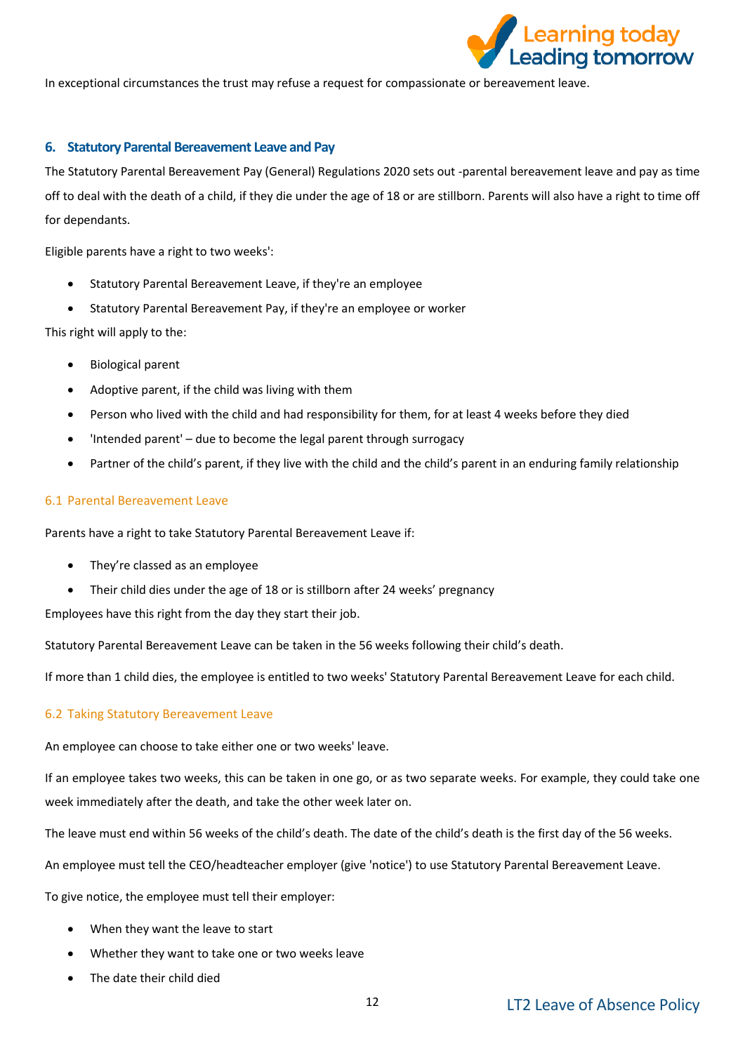In exceptional circumstances the trust may refuse a request for compassionate or bereavement leave.

## 6. Statutory Parental Bereavement Leave and Pay

The Statutory Parental Bereavement Pay (General) Regulations 2020 sets out -parental bereavement leave and pay as time off to deal with the death of a child, if they die under the age of 18 or are stillborn. Parents will also have a right to time off for dependants.

Eligible parents have a right to two weeks':

- Statutory Parental Bereavement Leave, if they're an employee
- Statutory Parental Bereavement Pay, if they're an employee or worker

This right will apply to the:

- Biological parent
- Adoptive parent, if the child was living with them
- Person who lived with the child and had responsibility for them, for at least 4 weeks before they died
- 'Intended parent' – due to become the legal parent through surrogacy
- Partner of the child's parent, if they live with the child and the child's parent in an enduring family relationship

### 6.1 Parental Bereavement Leave

Parents have a right to take Statutory Parental Bereavement Leave if:

- They're classed as an employee
- Their child dies under the age of 18 or is stillborn after 24 weeks' pregnancy

Employees have this right from the day they start their job.

Statutory Parental Bereavement Leave can be taken in the 56 weeks following their child's death.

If more than 1 child dies, the employee is entitled to two weeks' Statutory Parental Bereavement Leave for each child.

### 6.2 Taking Statutory Bereavement Leave

An employee can choose to take either one or two weeks' leave.

If an employee takes two weeks, this can be taken in one go, or as two separate weeks. For example, they could take one week immediately after the death, and take the other week later on.

The leave must end within 56 weeks of the child's death. The date of the child's death is the first day of the 56 weeks.

An employee must tell the CEO/headteacher employer (give 'notice') to use Statutory Parental Bereavement Leave.

To give notice, the employee must tell their employer:

- When they want the leave to start
- Whether they want to take one or two weeks leave
- The date their child died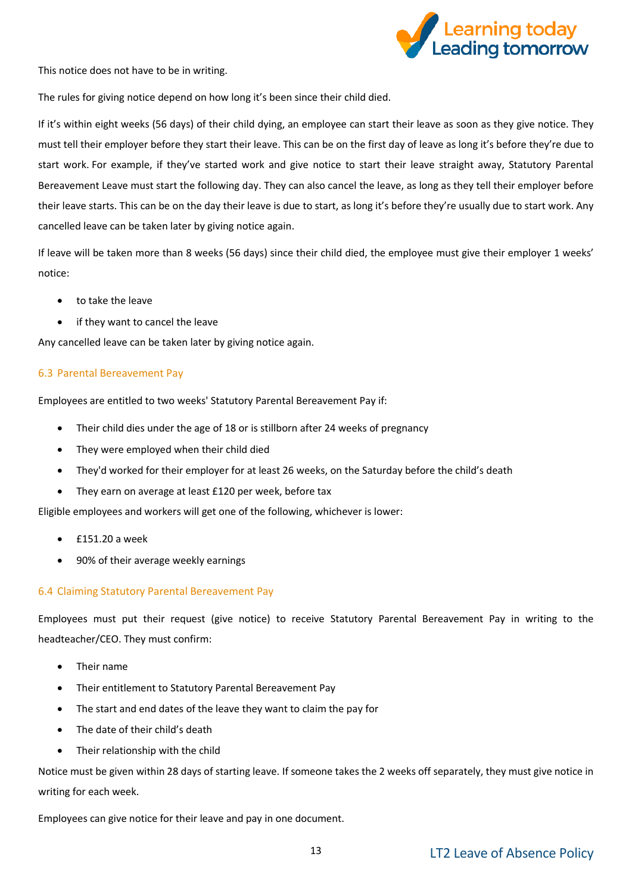This notice does not have to be in writing.

The rules for giving notice depend on how long it's been since their child died.

If it's within eight weeks (56 days) of their child dying, an employee can start their leave as soon as they give notice. They must tell their employer before they start their leave. This can be on the first day of leave as long it's before they're due to start work. For example, if they've started work and give notice to start their leave straight away, Statutory Parental Bereavement Leave must start the following day. They can also cancel the leave, as long as they tell their employer before their leave starts. This can be on the day their leave is due to start, as long it's before they're usually due to start work. Any cancelled leave can be taken later by giving notice again.

If leave will be taken more than 8 weeks (56 days) since their child died, the employee must give their employer 1 weeks' notice:

- to take the leave
- if they want to cancel the leave

Any cancelled leave can be taken later by giving notice again.

### 6.3 Parental Bereavement Pay

Employees are entitled to two weeks' Statutory Parental Bereavement Pay if:

- Their child dies under the age of 18 or is stillborn after 24 weeks of pregnancy
- They were employed when their child died
- They'd worked for their employer for at least 26 weeks, on the Saturday before the child's death
- They earn on average at least £120 per week, before tax

Eligible employees and workers will get one of the following, whichever is lower:

- £151.20 a week
- 90% of their average weekly earnings

### 6.4 Claiming Statutory Parental Bereavement Pay

Employees must put their request (give notice) to receive Statutory Parental Bereavement Pay in writing to the headteacher/CEO. They must confirm:

- Their name
- Their entitlement to Statutory Parental Bereavement Pay
- The start and end dates of the leave they want to claim the pay for
- The date of their child's death
- Their relationship with the child

Notice must be given within 28 days of starting leave. If someone takes the 2 weeks off separately, they must give notice in writing for each week.

Employees can give notice for their leave and pay in one document.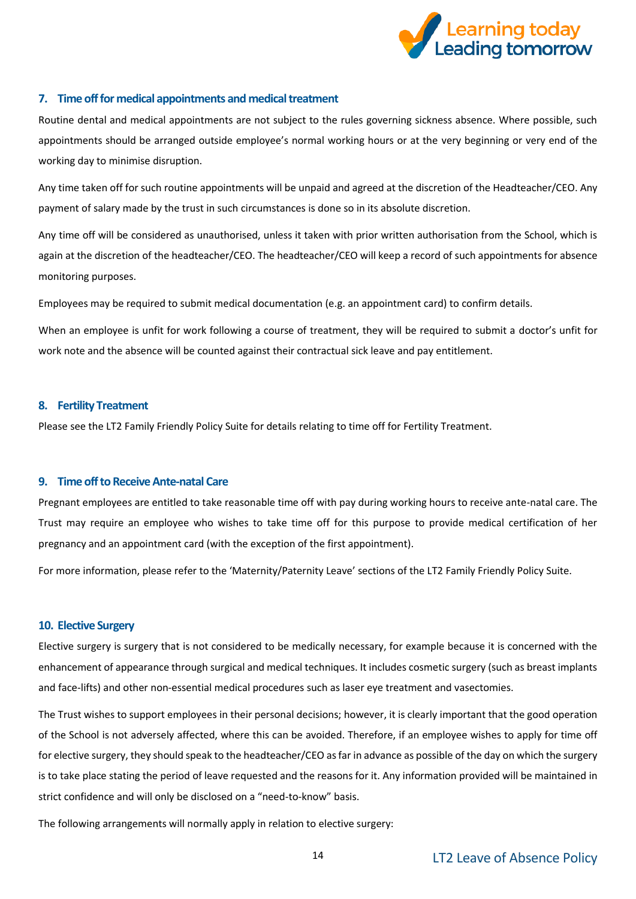## 7. Time off for medical appointments and medical treatment

Routine dental and medical appointments are not subject to the rules governing sickness absence. Where possible, such appointments should be arranged outside employee's normal working hours or at the very beginning or very end of the working day to minimise disruption.

Any time taken off for such routine appointments will be unpaid and agreed at the discretion of the Headteacher/CEO. Any payment of salary made by the trust in such circumstances is done so in its absolute discretion.

Any time off will be considered as unauthorised, unless it taken with prior written authorisation from the School, which is again at the discretion of the headteacher/CEO. The headteacher/CEO will keep a record of such appointments for absence monitoring purposes.

Employees may be required to submit medical documentation (e.g. an appointment card) to confirm details.

When an employee is unfit for work following a course of treatment, they will be required to submit a doctor's unfit for work note and the absence will be counted against their contractual sick leave and pay entitlement.

## 8. Fertility Treatment

Please see the LT2 Family Friendly Policy Suite for details relating to time off for Fertility Treatment.

## 9. Time off to Receive Ante-natal Care

Pregnant employees are entitled to take reasonable time off with pay during working hours to receive ante-natal care. The Trust may require an employee who wishes to take time off for this purpose to provide medical certification of her pregnancy and an appointment card (with the exception of the first appointment).

For more information, please refer to the 'Maternity/Paternity Leave' sections of the LT2 Family Friendly Policy Suite.

## 10. Elective Surgery

Elective surgery is surgery that is not considered to be medically necessary, for example because it is concerned with the enhancement of appearance through surgical and medical techniques. It includes cosmetic surgery (such as breast implants and face-lifts) and other non-essential medical procedures such as laser eye treatment and vasectomies.

The Trust wishes to support employees in their personal decisions; however, it is clearly important that the good operation of the School is not adversely affected, where this can be avoided. Therefore, if an employee wishes to apply for time off for elective surgery, they should speak to the headteacher/CEO as far in advance as possible of the day on which the surgery is to take place stating the period of leave requested and the reasons for it. Any information provided will be maintained in strict confidence and will only be disclosed on a "need-to-know" basis.

The following arrangements will normally apply in relation to elective surgery: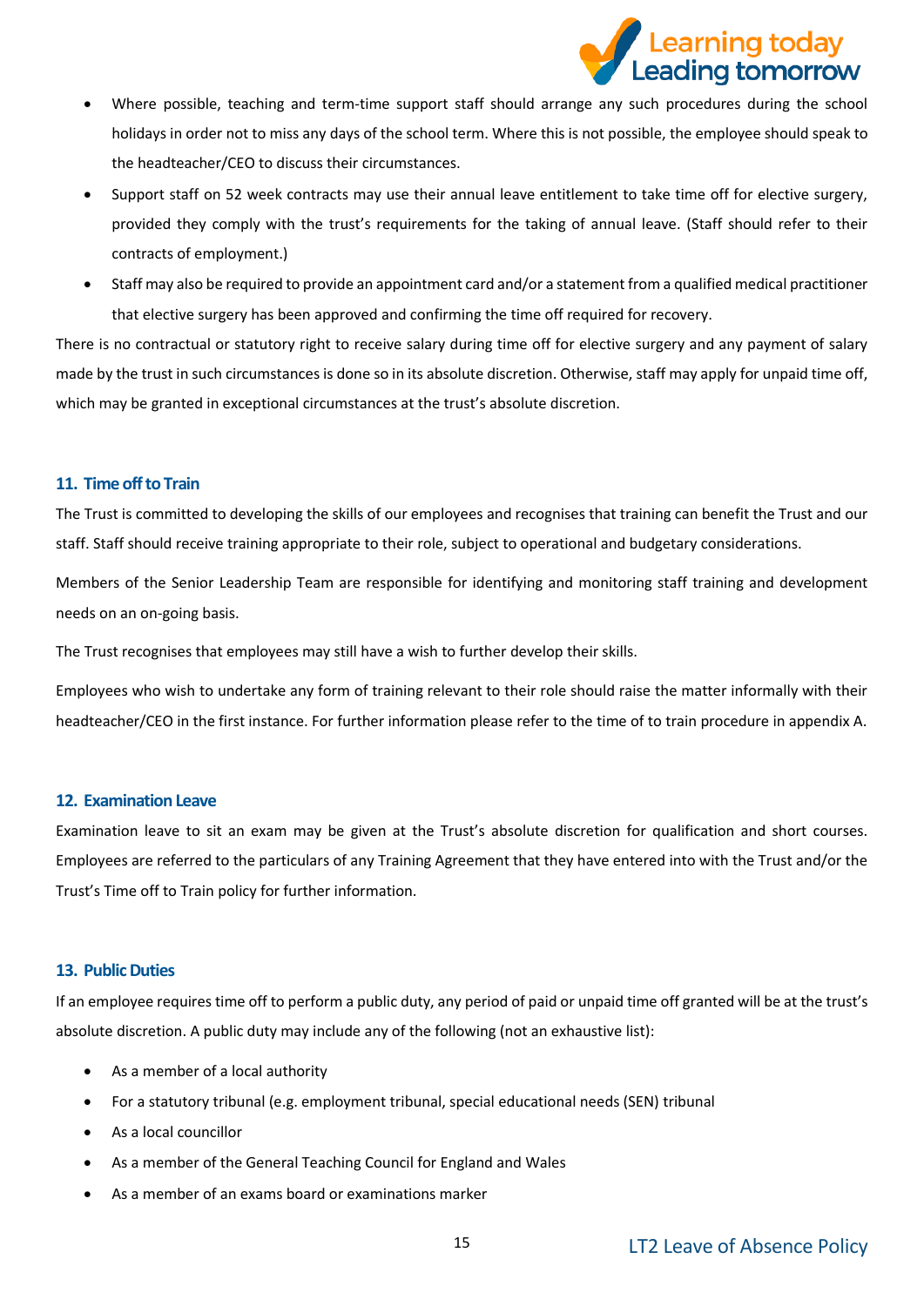- Where possible, teaching and term-time support staff should arrange any such procedures during the school holidays in order not to miss any days of the school term. Where this is not possible, the employee should speak to the headteacher/CEO to discuss their circumstances.
- Support staff on 52 week contracts may use their annual leave entitlement to take time off for elective surgery, provided they comply with the trust's requirements for the taking of annual leave. (Staff should refer to their contracts of employment.)
- Staff may also be required to provide an appointment card and/or a statement from a qualified medical practitioner that elective surgery has been approved and confirming the time off required for recovery.

There is no contractual or statutory right to receive salary during time off for elective surgery and any payment of salary made by the trust in such circumstances is done so in its absolute discretion. Otherwise, staff may apply for unpaid time off, which may be granted in exceptional circumstances at the trust's absolute discretion.

## 11. Time off to Train

The Trust is committed to developing the skills of our employees and recognises that training can benefit the Trust and our staff. Staff should receive training appropriate to their role, subject to operational and budgetary considerations.

Members of the Senior Leadership Team are responsible for identifying and monitoring staff training and development needs on an on-going basis.

The Trust recognises that employees may still have a wish to further develop their skills.

Employees who wish to undertake any form of training relevant to their role should raise the matter informally with their headteacher/CEO in the first instance. For further information please refer to the time of to train procedure in appendix A.

## 12. Examination Leave

Examination leave to sit an exam may be given at the Trust's absolute discretion for qualification and short courses. Employees are referred to the particulars of any Training Agreement that they have entered into with the Trust and/or the Trust's Time off to Train policy for further information.

## 13. Public Duties

If an employee requires time off to perform a public duty, any period of paid or unpaid time off granted will be at the trust's absolute discretion. A public duty may include any of the following (not an exhaustive list):

- As a member of a local authority
- For a statutory tribunal (e.g. employment tribunal, special educational needs (SEN) tribunal
- As a local councillor
- As a member of the General Teaching Council for England and Wales
- As a member of an exams board or examinations marker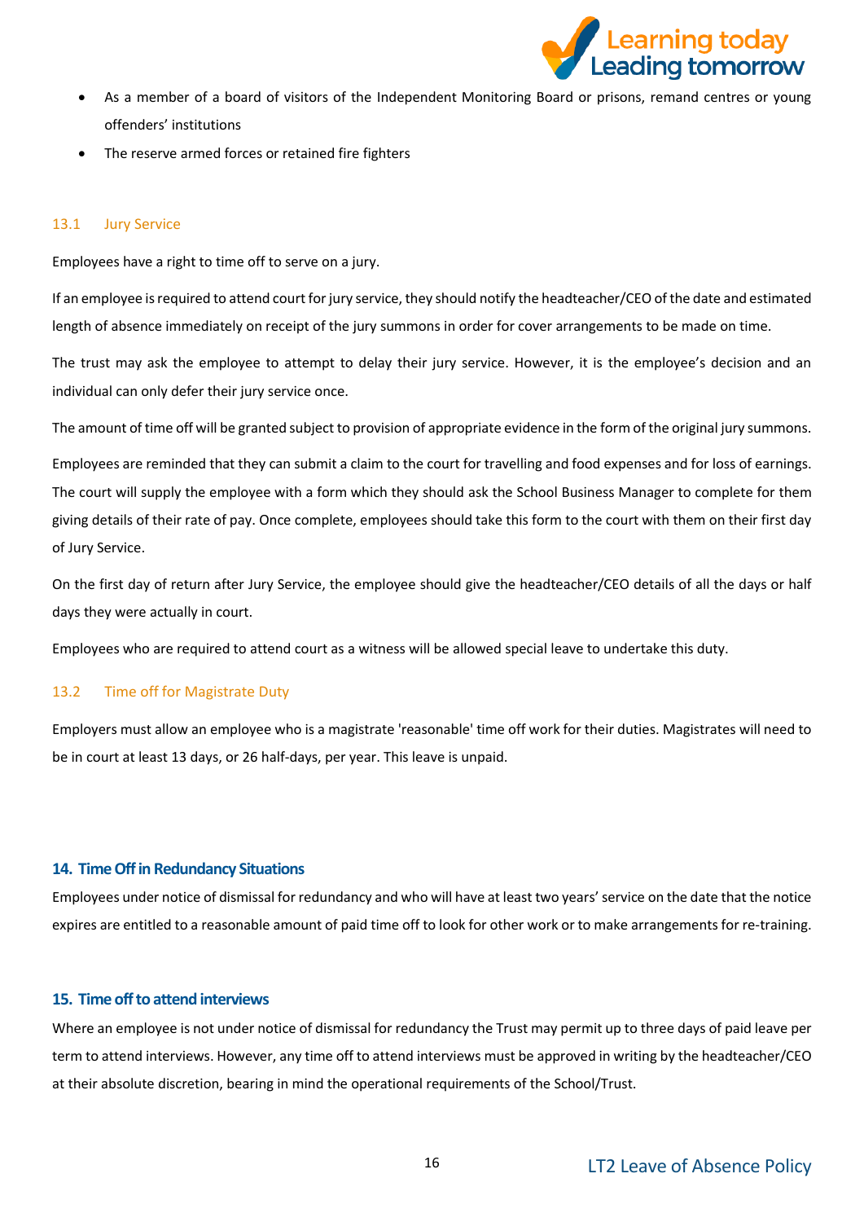- As a member of a board of visitors of the Independent Monitoring Board or prisons, remand centres or young offenders' institutions
- The reserve armed forces or retained fire fighters

### 13.1 Jury Service

Employees have a right to time off to serve on a jury.

If an employee is required to attend court for jury service, they should notify the headteacher/CEO of the date and estimated length of absence immediately on receipt of the jury summons in order for cover arrangements to be made on time.

The trust may ask the employee to attempt to delay their jury service. However, it is the employee's decision and an individual can only defer their jury service once.

The amount of time off will be granted subject to provision of appropriate evidence in the form of the original jury summons.

Employees are reminded that they can submit a claim to the court for travelling and food expenses and for loss of earnings. The court will supply the employee with a form which they should ask the School Business Manager to complete for them giving details of their rate of pay. Once complete, employees should take this form to the court with them on their first day of Jury Service.

On the first day of return after Jury Service, the employee should give the headteacher/CEO details of all the days or half days they were actually in court.

Employees who are required to attend court as a witness will be allowed special leave to undertake this duty.

### 13.2 Time off for Magistrate Duty

Employers must allow an employee who is a magistrate 'reasonable' time off work for their duties. Magistrates will need to be in court at least 13 days, or 26 half-days, per year. This leave is unpaid.

## 14. Time Off in Redundancy Situations

Employees under notice of dismissal for redundancy and who will have at least two years' service on the date that the notice expires are entitled to a reasonable amount of paid time off to look for other work or to make arrangements for re-training.

## 15. Time off to attend interviews

Where an employee is not under notice of dismissal for redundancy the Trust may permit up to three days of paid leave per term to attend interviews. However, any time off to attend interviews must be approved in writing by the headteacher/CEO at their absolute discretion, bearing in mind the operational requirements of the School/Trust.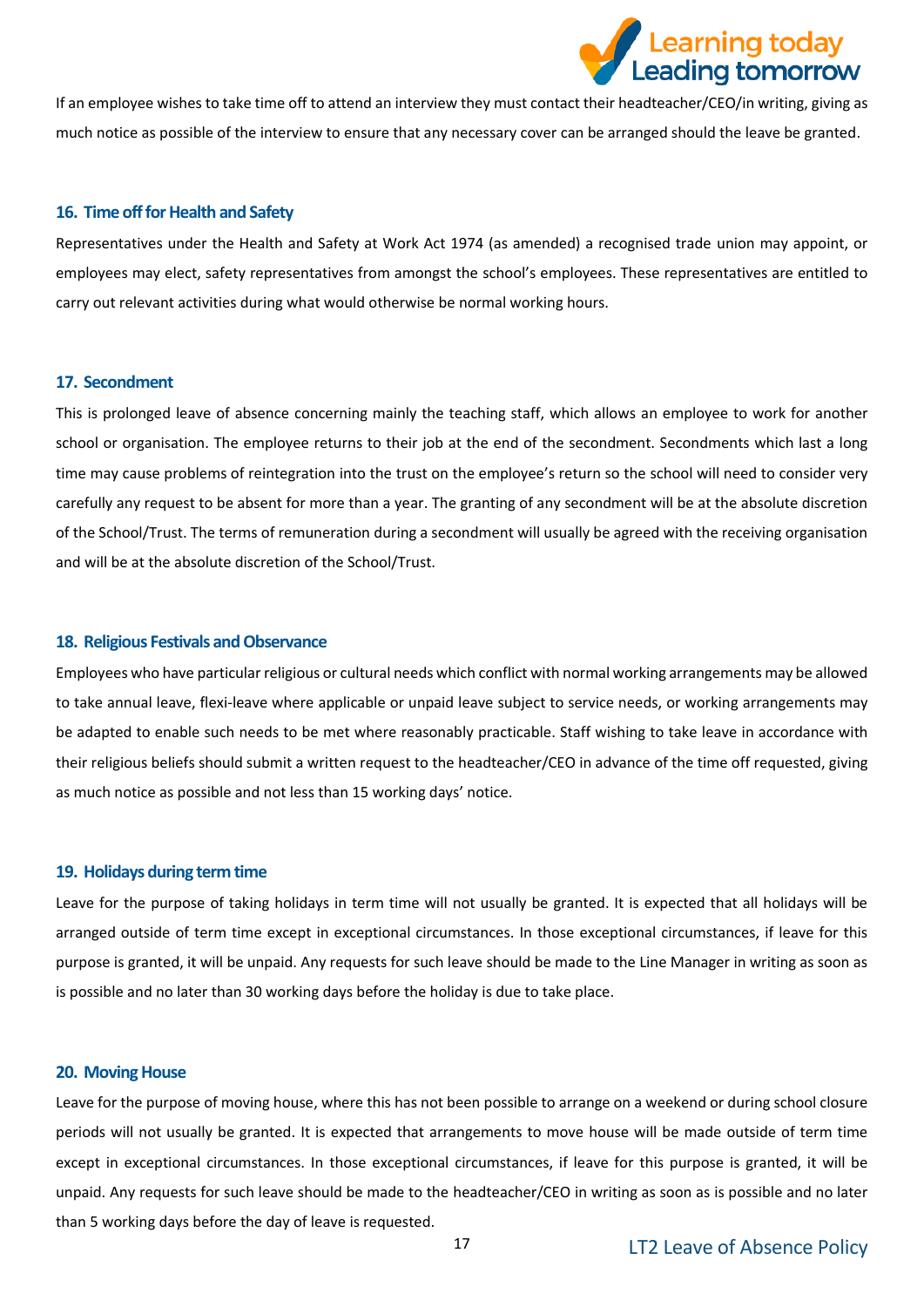If an employee wishes to take time off to attend an interview they must contact their headteacher/CEO/in writing, giving as much notice as possible of the interview to ensure that any necessary cover can be arranged should the leave be granted.

### 16. Time off for Health and Safety

Representatives under the Health and Safety at Work Act 1974 (as amended) a recognised trade union may appoint, or employees may elect, safety representatives from amongst the school's employees. These representatives are entitled to carry out relevant activities during what would otherwise be normal working hours.

### 17. Secondment

This is prolonged leave of absence concerning mainly the teaching staff, which allows an employee to work for another school or organisation. The employee returns to their job at the end of the secondment. Secondments which last a long time may cause problems of reintegration into the trust on the employee's return so the school will need to consider very carefully any request to be absent for more than a year. The granting of any secondment will be at the absolute discretion of the School/Trust. The terms of remuneration during a secondment will usually be agreed with the receiving organisation and will be at the absolute discretion of the School/Trust.

### 18. Religious Festivals and Observance

Employees who have particular religious or cultural needs which conflict with normal working arrangements may be allowed to take annual leave, flexi-leave where applicable or unpaid leave subject to service needs, or working arrangements may be adapted to enable such needs to be met where reasonably practicable. Staff wishing to take leave in accordance with their religious beliefs should submit a written request to the headteacher/CEO in advance of the time off requested, giving as much notice as possible and not less than 15 working days' notice.

### 19. Holidays during term time

Leave for the purpose of taking holidays in term time will not usually be granted. It is expected that all holidays will be arranged outside of term time except in exceptional circumstances. In those exceptional circumstances, if leave for this purpose is granted, it will be unpaid. Any requests for such leave should be made to the Line Manager in writing as soon as is possible and no later than 30 working days before the holiday is due to take place.

### 20. Moving House

Leave for the purpose of moving house, where this has not been possible to arrange on a weekend or during school closure periods will not usually be granted. It is expected that arrangements to move house will be made outside of term time except in exceptional circumstances. In those exceptional circumstances, if leave for this purpose is granted, it will be unpaid. Any requests for such leave should be made to the headteacher/CEO in writing as soon as is possible and no later than 5 working days before the day of leave is requested.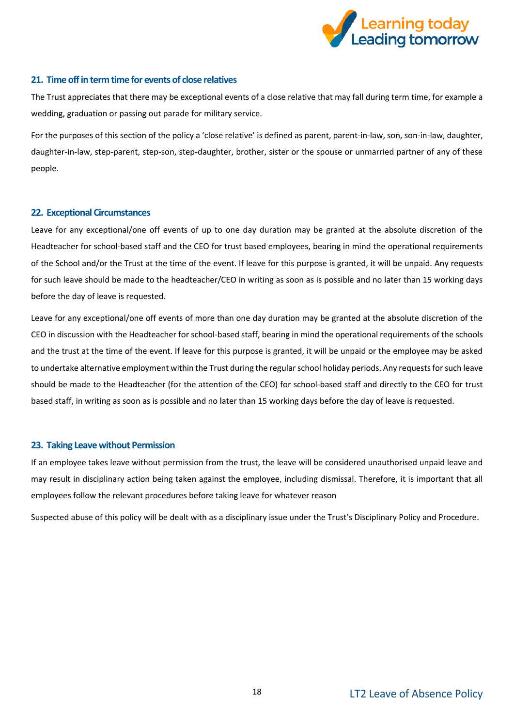## 21. Time off in term time for events of close relatives

The Trust appreciates that there may be exceptional events of a close relative that may fall during term time, for example a wedding, graduation or passing out parade for military service.

For the purposes of this section of the policy a 'close relative' is defined as parent, parent-in-law, son, son-in-law, daughter, daughter-in-law, step-parent, step-son, step-daughter, brother, sister or the spouse or unmarried partner of any of these people.

## 22. Exceptional Circumstances

Leave for any exceptional/one off events of up to one day duration may be granted at the absolute discretion of the Headteacher for school-based staff and the CEO for trust based employees, bearing in mind the operational requirements of the School and/or the Trust at the time of the event. If leave for this purpose is granted, it will be unpaid. Any requests for such leave should be made to the headteacher/CEO in writing as soon as is possible and no later than 15 working days before the day of leave is requested.

Leave for any exceptional/one off events of more than one day duration may be granted at the absolute discretion of the CEO in discussion with the Headteacher for school-based staff, bearing in mind the operational requirements of the schools and the trust at the time of the event. If leave for this purpose is granted, it will be unpaid or the employee may be asked to undertake alternative employment within the Trust during the regular school holiday periods. Any requests for such leave should be made to the Headteacher (for the attention of the CEO) for school-based staff and directly to the CEO for trust based staff, in writing as soon as is possible and no later than 15 working days before the day of leave is requested.

## 23. Taking Leave without Permission

If an employee takes leave without permission from the trust, the leave will be considered unauthorised unpaid leave and may result in disciplinary action being taken against the employee, including dismissal. Therefore, it is important that all employees follow the relevant procedures before taking leave for whatever reason

Suspected abuse of this policy will be dealt with as a disciplinary issue under the Trust's Disciplinary Policy and Procedure.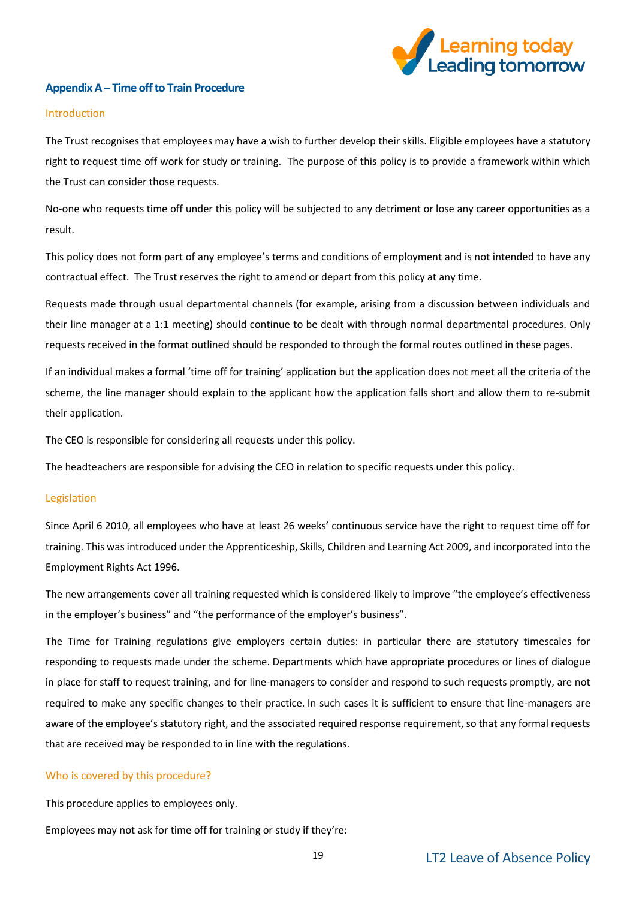## Appendix A – Time off to Train Procedure

### Introduction

The Trust recognises that employees may have a wish to further develop their skills. Eligible employees have a statutory right to request time off work for study or training. The purpose of this policy is to provide a framework within which the Trust can consider those requests.

No-one who requests time off under this policy will be subjected to any detriment or lose any career opportunities as a result.

This policy does not form part of any employee's terms and conditions of employment and is not intended to have any contractual effect. The Trust reserves the right to amend or depart from this policy at any time.

Requests made through usual departmental channels (for example, arising from a discussion between individuals and their line manager at a 1:1 meeting) should continue to be dealt with through normal departmental procedures. Only requests received in the format outlined should be responded to through the formal routes outlined in these pages.

If an individual makes a formal 'time off for training' application but the application does not meet all the criteria of the scheme, the line manager should explain to the applicant how the application falls short and allow them to re-submit their application.

The CEO is responsible for considering all requests under this policy.

The headteachers are responsible for advising the CEO in relation to specific requests under this policy.

### Legislation

Since April 6 2010, all employees who have at least 26 weeks' continuous service have the right to request time off for training. This was introduced under the Apprenticeship, Skills, Children and Learning Act 2009, and incorporated into the Employment Rights Act 1996.

The new arrangements cover all training requested which is considered likely to improve "the employee's effectiveness in the employer's business" and "the performance of the employer's business".

The Time for Training regulations give employers certain duties: in particular there are statutory timescales for responding to requests made under the scheme. Departments which have appropriate procedures or lines of dialogue in place for staff to request training, and for line-managers to consider and respond to such requests promptly, are not required to make any specific changes to their practice. In such cases it is sufficient to ensure that line-managers are aware of the employee's statutory right, and the associated required response requirement, so that any formal requests that are received may be responded to in line with the regulations.

### Who is covered by this procedure?

This procedure applies to employees only.

Employees may not ask for time off for training or study if they're: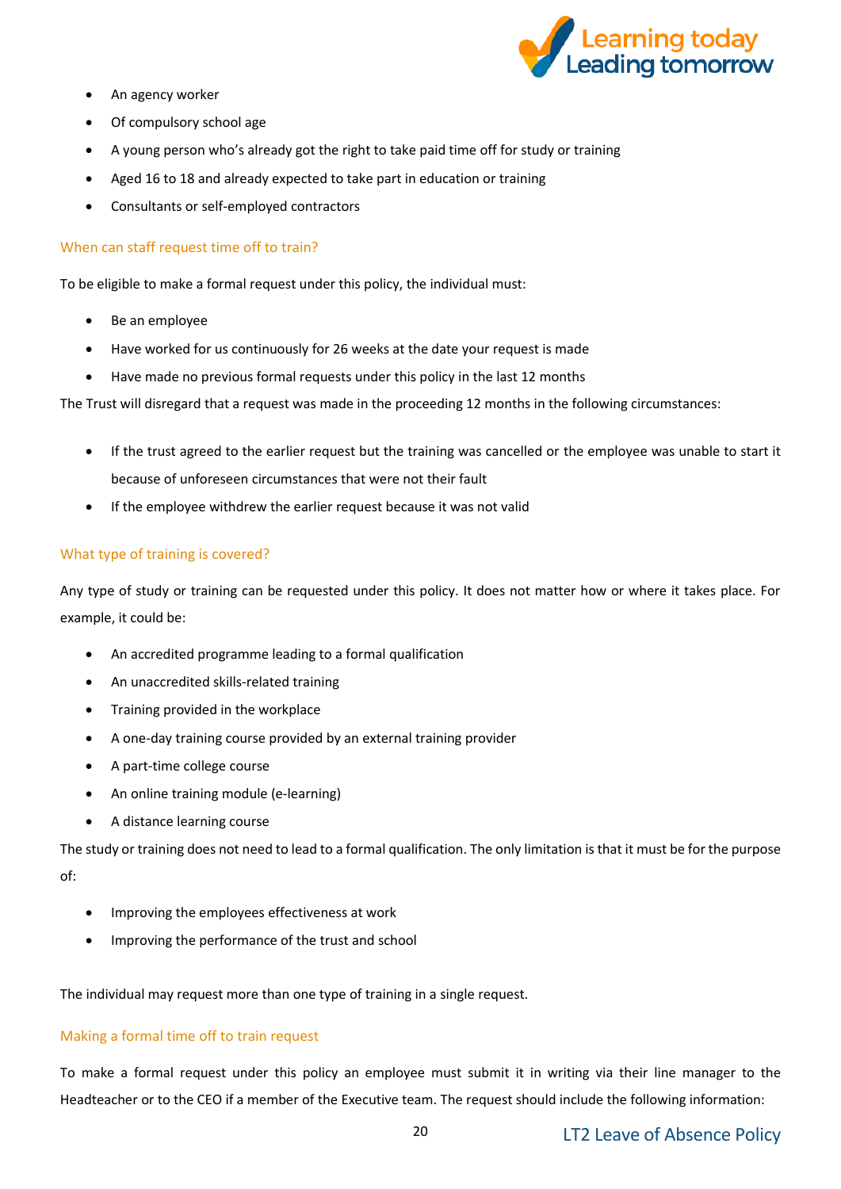- An agency worker
- Of compulsory school age
- A young person who's already got the right to take paid time off for study or training
- Aged 16 to 18 and already expected to take part in education or training
- Consultants or self-employed contractors

### When can staff request time off to train?

To be eligible to make a formal request under this policy, the individual must:

- Be an employee
- Have worked for us continuously for 26 weeks at the date your request is made
- Have made no previous formal requests under this policy in the last 12 months

The Trust will disregard that a request was made in the proceeding 12 months in the following circumstances:

- If the trust agreed to the earlier request but the training was cancelled or the employee was unable to start it because of unforeseen circumstances that were not their fault
- If the employee withdrew the earlier request because it was not valid

### What type of training is covered?

Any type of study or training can be requested under this policy. It does not matter how or where it takes place. For example, it could be:

- An accredited programme leading to a formal qualification
- An unaccredited skills-related training
- Training provided in the workplace
- A one-day training course provided by an external training provider
- A part-time college course
- An online training module (e-learning)
- A distance learning course

The study or training does not need to lead to a formal qualification. The only limitation is that it must be for the purpose of:

- Improving the employees effectiveness at work
- Improving the performance of the trust and school

The individual may request more than one type of training in a single request.

### Making a formal time off to train request

To make a formal request under this policy an employee must submit it in writing via their line manager to the Headteacher or to the CEO if a member of the Executive team. The request should include the following information: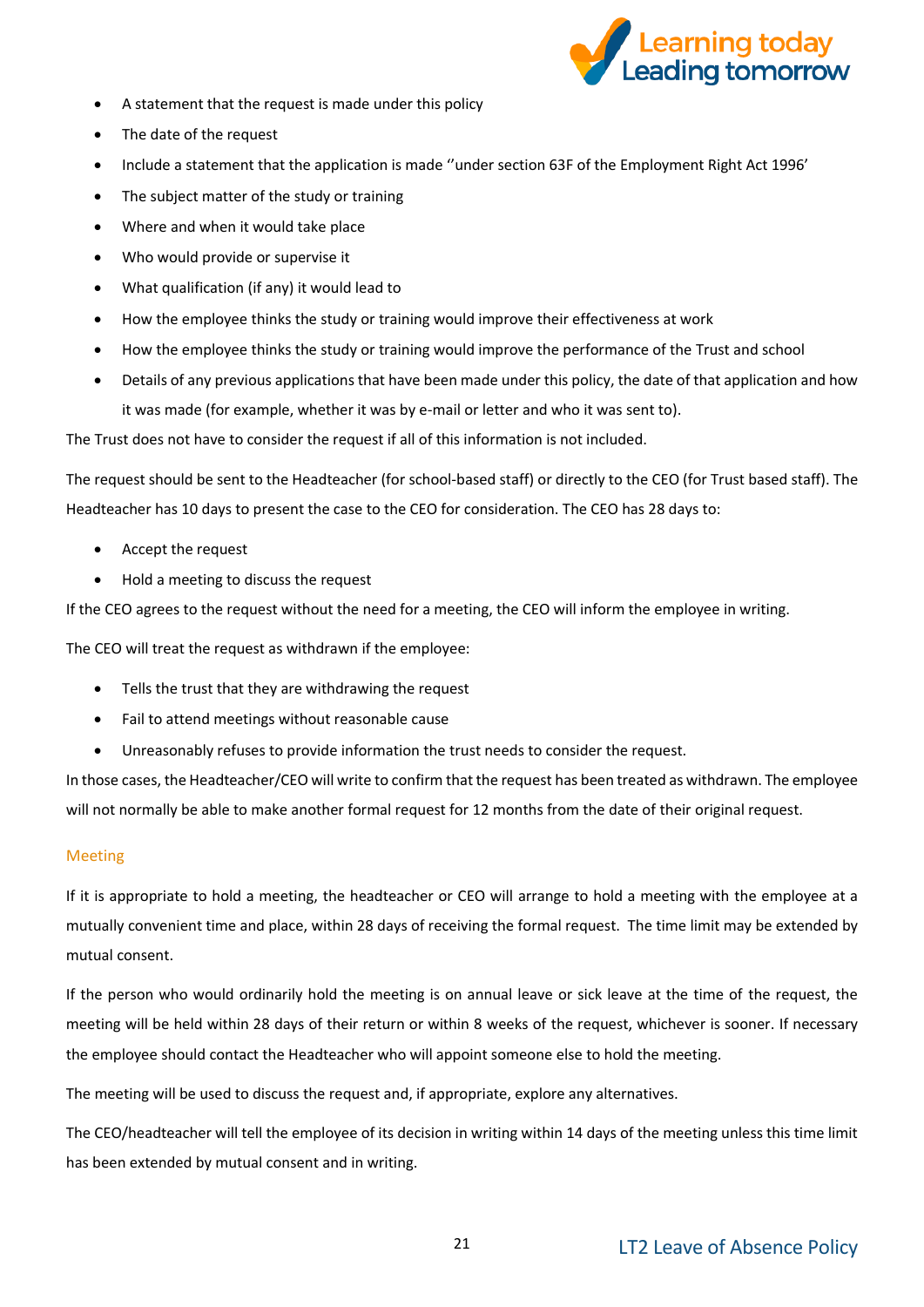- A statement that the request is made under this policy
- The date of the request
- Include a statement that the application is made ''under section 63F of the Employment Right Act 1996'
- The subject matter of the study or training
- Where and when it would take place
- Who would provide or supervise it
- What qualification (if any) it would lead to
- How the employee thinks the study or training would improve their effectiveness at work
- How the employee thinks the study or training would improve the performance of the Trust and school
- Details of any previous applications that have been made under this policy, the date of that application and how it was made (for example, whether it was by e-mail or letter and who it was sent to).

The Trust does not have to consider the request if all of this information is not included.

The request should be sent to the Headteacher (for school-based staff) or directly to the CEO (for Trust based staff). The Headteacher has 10 days to present the case to the CEO for consideration. The CEO has 28 days to:

- Accept the request
- Hold a meeting to discuss the request

If the CEO agrees to the request without the need for a meeting, the CEO will inform the employee in writing.

The CEO will treat the request as withdrawn if the employee:

- Tells the trust that they are withdrawing the request
- Fail to attend meetings without reasonable cause
- Unreasonably refuses to provide information the trust needs to consider the request.

In those cases, the Headteacher/CEO will write to confirm that the request has been treated as withdrawn. The employee will not normally be able to make another formal request for 12 months from the date of their original request.

### Meeting

If it is appropriate to hold a meeting, the headteacher or CEO will arrange to hold a meeting with the employee at a mutually convenient time and place, within 28 days of receiving the formal request. The time limit may be extended by mutual consent.

If the person who would ordinarily hold the meeting is on annual leave or sick leave at the time of the request, the meeting will be held within 28 days of their return or within 8 weeks of the request, whichever is sooner. If necessary the employee should contact the Headteacher who will appoint someone else to hold the meeting.

The meeting will be used to discuss the request and, if appropriate, explore any alternatives.

The CEO/headteacher will tell the employee of its decision in writing within 14 days of the meeting unless this time limit has been extended by mutual consent and in writing.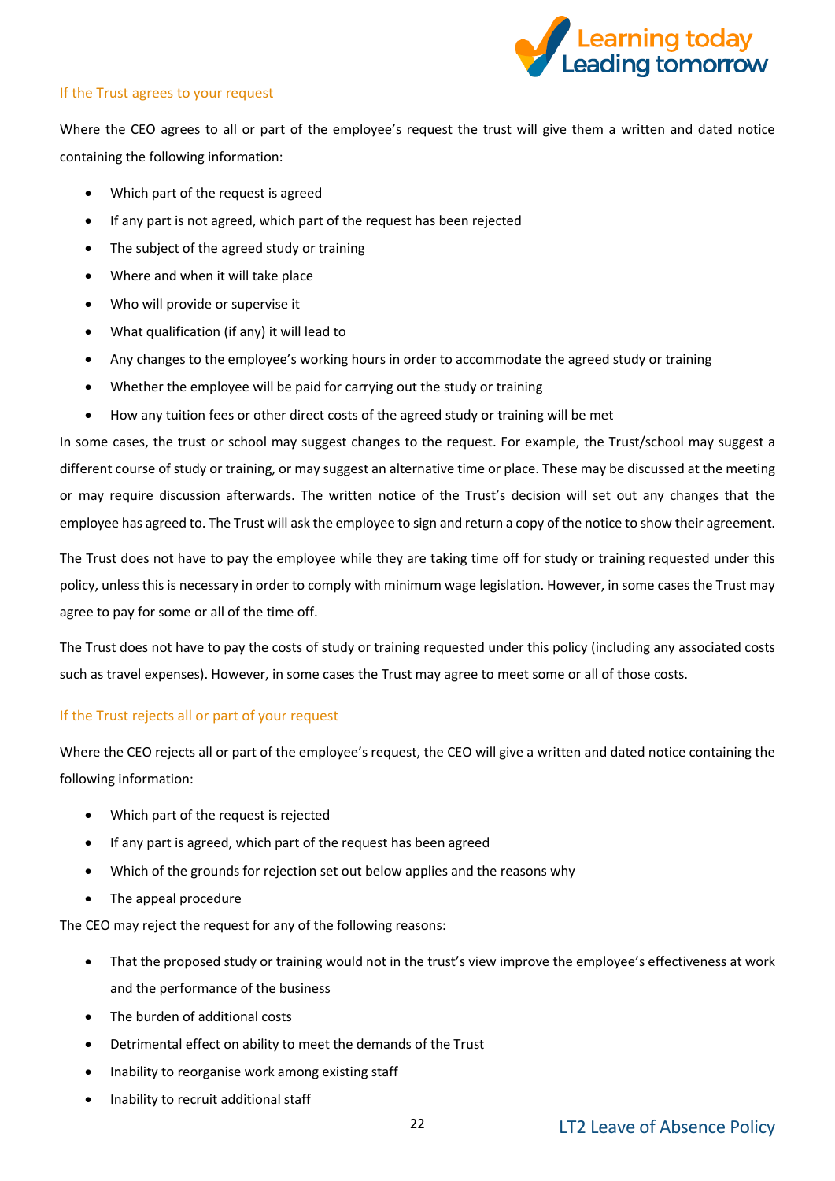### If the Trust agrees to your request

Where the CEO agrees to all or part of the employee's request the trust will give them a written and dated notice containing the following information:

- Which part of the request is agreed
- If any part is not agreed, which part of the request has been rejected
- The subject of the agreed study or training
- Where and when it will take place
- Who will provide or supervise it
- What qualification (if any) it will lead to
- Any changes to the employee's working hours in order to accommodate the agreed study or training
- Whether the employee will be paid for carrying out the study or training
- How any tuition fees or other direct costs of the agreed study or training will be met

In some cases, the trust or school may suggest changes to the request. For example, the Trust/school may suggest a different course of study or training, or may suggest an alternative time or place. These may be discussed at the meeting or may require discussion afterwards. The written notice of the Trust's decision will set out any changes that the employee has agreed to. The Trust will ask the employee to sign and return a copy of the notice to show their agreement.

The Trust does not have to pay the employee while they are taking time off for study or training requested under this policy, unless this is necessary in order to comply with minimum wage legislation. However, in some cases the Trust may agree to pay for some or all of the time off.

The Trust does not have to pay the costs of study or training requested under this policy (including any associated costs such as travel expenses). However, in some cases the Trust may agree to meet some or all of those costs.

### If the Trust rejects all or part of your request

Where the CEO rejects all or part of the employee's request, the CEO will give a written and dated notice containing the following information:

- Which part of the request is rejected
- If any part is agreed, which part of the request has been agreed
- Which of the grounds for rejection set out below applies and the reasons why
- The appeal procedure

The CEO may reject the request for any of the following reasons:

- That the proposed study or training would not in the trust's view improve the employee's effectiveness at work and the performance of the business
- The burden of additional costs
- Detrimental effect on ability to meet the demands of the Trust
- Inability to reorganise work among existing staff
- Inability to recruit additional staff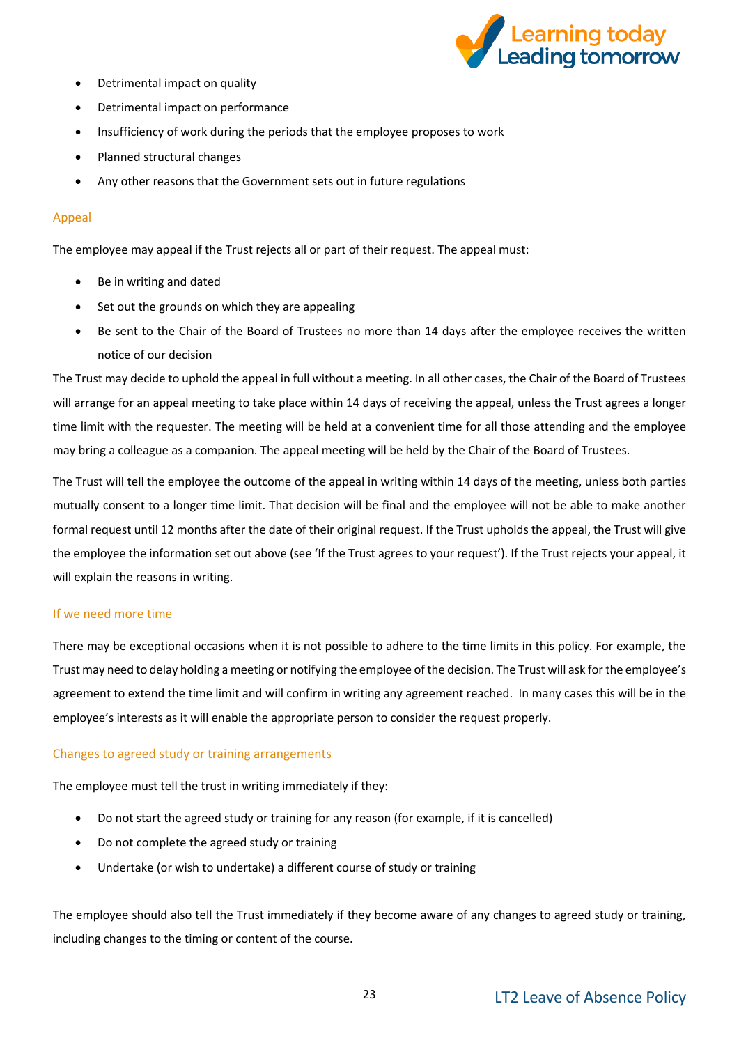- Detrimental impact on quality
- Detrimental impact on performance
- Insufficiency of work during the periods that the employee proposes to work
- Planned structural changes
- Any other reasons that the Government sets out in future regulations

### Appeal

The employee may appeal if the Trust rejects all or part of their request. The appeal must:

- Be in writing and dated
- Set out the grounds on which they are appealing
- Be sent to the Chair of the Board of Trustees no more than 14 days after the employee receives the written notice of our decision

The Trust may decide to uphold the appeal in full without a meeting. In all other cases, the Chair of the Board of Trustees will arrange for an appeal meeting to take place within 14 days of receiving the appeal, unless the Trust agrees a longer time limit with the requester. The meeting will be held at a convenient time for all those attending and the employee may bring a colleague as a companion. The appeal meeting will be held by the Chair of the Board of Trustees.

The Trust will tell the employee the outcome of the appeal in writing within 14 days of the meeting, unless both parties mutually consent to a longer time limit. That decision will be final and the employee will not be able to make another formal request until 12 months after the date of their original request. If the Trust upholds the appeal, the Trust will give the employee the information set out above (see 'If the Trust agrees to your request'). If the Trust rejects your appeal, it will explain the reasons in writing.

### If we need more time

There may be exceptional occasions when it is not possible to adhere to the time limits in this policy. For example, the Trust may need to delay holding a meeting or notifying the employee of the decision. The Trust will ask for the employee's agreement to extend the time limit and will confirm in writing any agreement reached. In many cases this will be in the employee's interests as it will enable the appropriate person to consider the request properly.

### Changes to agreed study or training arrangements

The employee must tell the trust in writing immediately if they:

- Do not start the agreed study or training for any reason (for example, if it is cancelled)
- Do not complete the agreed study or training
- Undertake (or wish to undertake) a different course of study or training

The employee should also tell the Trust immediately if they become aware of any changes to agreed study or training, including changes to the timing or content of the course.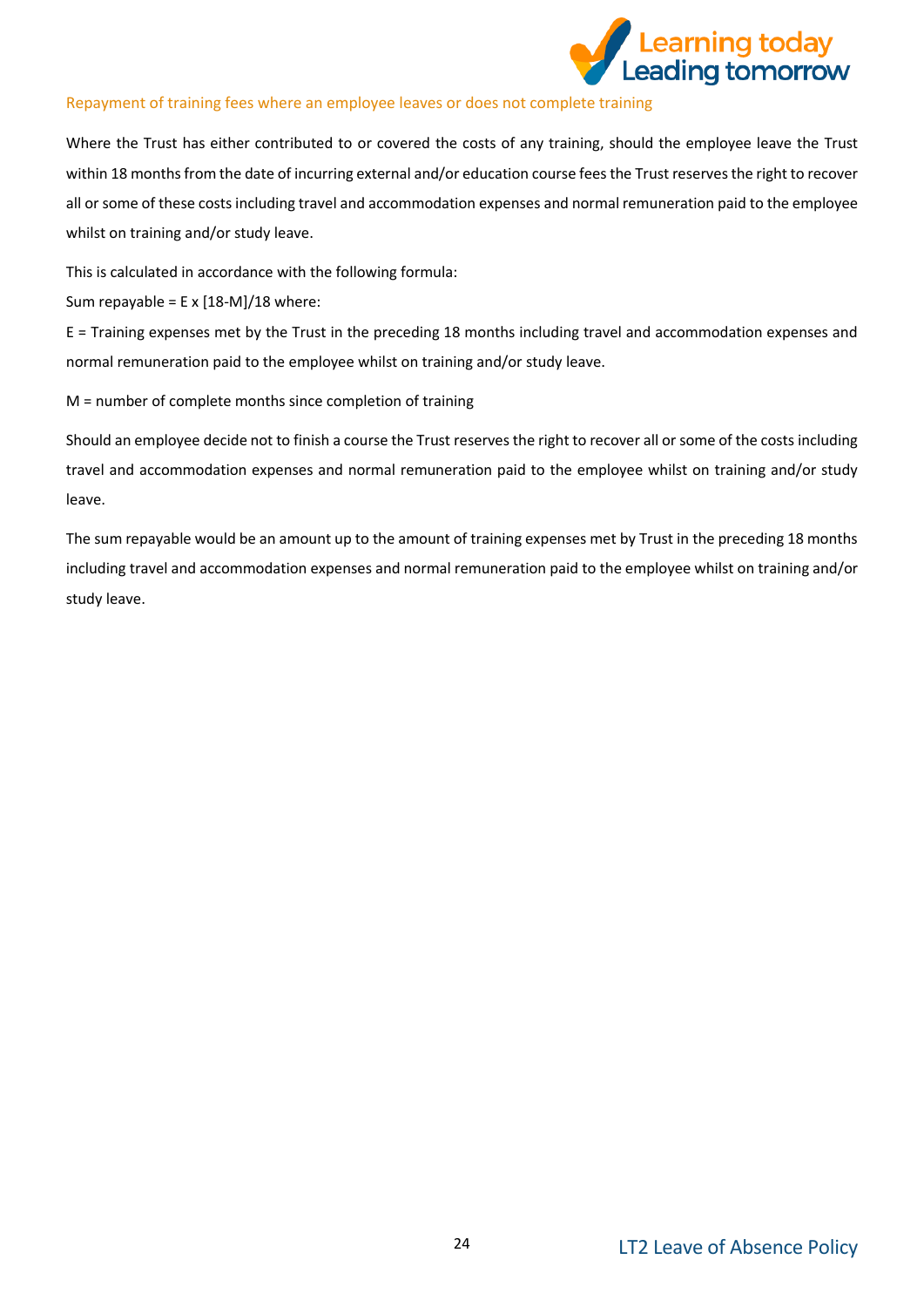### Repayment of training fees where an employee leaves or does not complete training

Where the Trust has either contributed to or covered the costs of any training, should the employee leave the Trust within 18 months from the date of incurring external and/or education course fees the Trust reserves the right to recover all or some of these costs including travel and accommodation expenses and normal remuneration paid to the employee whilst on training and/or study leave.

This is calculated in accordance with the following formula:

Sum repayable = E x [18-M]/18 where:

E = Training expenses met by the Trust in the preceding 18 months including travel and accommodation expenses and normal remuneration paid to the employee whilst on training and/or study leave.

M = number of complete months since completion of training

Should an employee decide not to finish a course the Trust reserves the right to recover all or some of the costs including travel and accommodation expenses and normal remuneration paid to the employee whilst on training and/or study leave.

The sum repayable would be an amount up to the amount of training expenses met by Trust in the preceding 18 months including travel and accommodation expenses and normal remuneration paid to the employee whilst on training and/or study leave.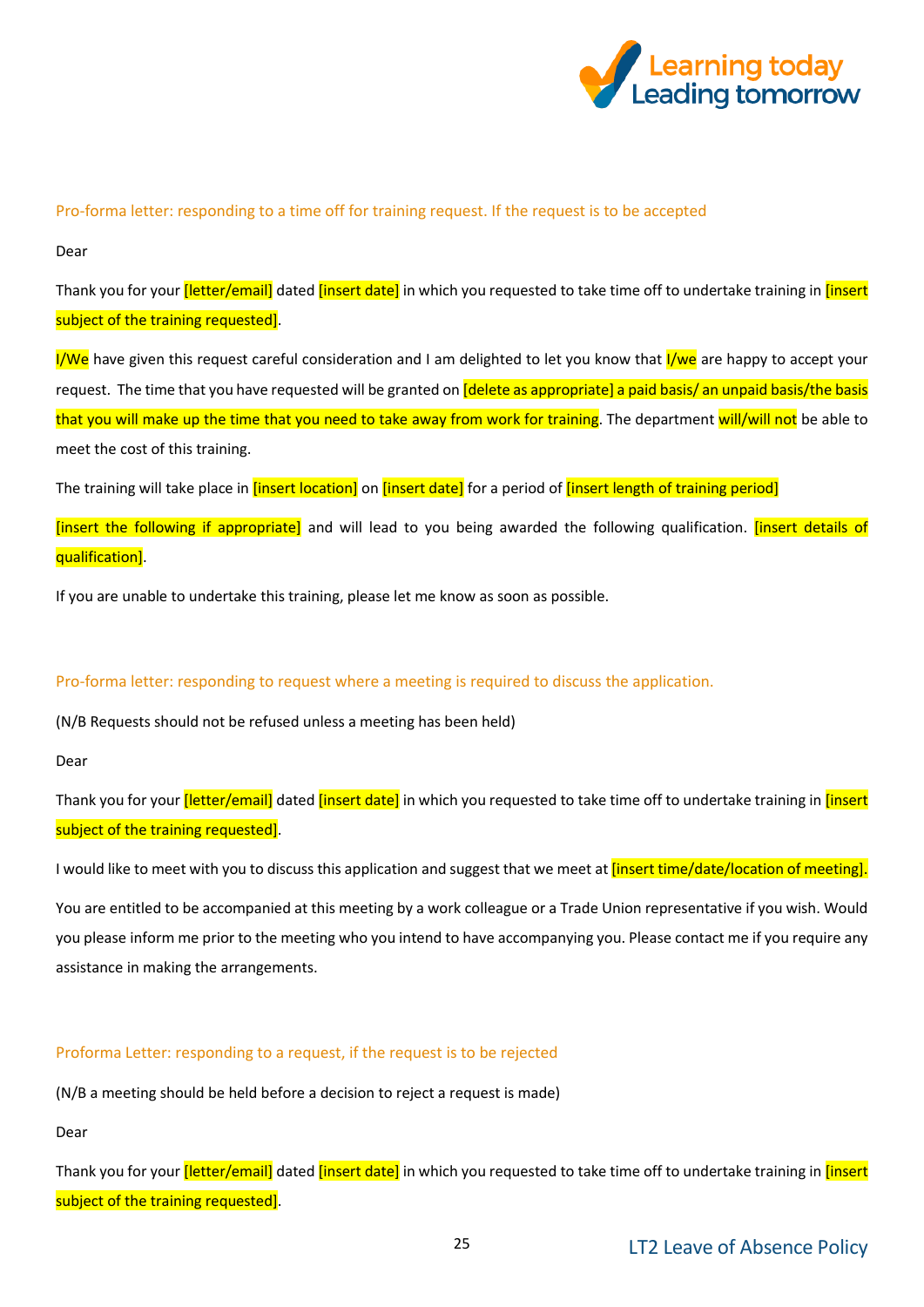### Pro-forma letter: responding to a time off for training request. If the request is to be accepted

Dear

Thank you for your [letter/email] dated [insert date] in which you requested to take time off to undertake training in [insert subject of the training requested].

I/We have given this request careful consideration and I am delighted to let you know that I/we are happy to accept your request. The time that you have requested will be granted on [delete as appropriate] a paid basis/ an unpaid basis/the basis that you will make up the time that you need to take away from work for training. The department will/will not be able to meet the cost of this training.

The training will take place in [insert location] on [insert date] for a period of [insert length of training period]

[insert the following if appropriate] and will lead to you being awarded the following qualification. [insert details of qualification].

If you are unable to undertake this training, please let me know as soon as possible.

### Pro-forma letter: responding to request where a meeting is required to discuss the application.

(N/B Requests should not be refused unless a meeting has been held)

Dear

Thank you for your [letter/email] dated [insert date] in which you requested to take time off to undertake training in [insert subject of the training requested].

I would like to meet with you to discuss this application and suggest that we meet at [insert time/date/location of meeting].

You are entitled to be accompanied at this meeting by a work colleague or a Trade Union representative if you wish. Would you please inform me prior to the meeting who you intend to have accompanying you. Please contact me if you require any assistance in making the arrangements.

### Proforma Letter: responding to a request, if the request is to be rejected

(N/B a meeting should be held before a decision to reject a request is made)

Dear

Thank you for your [letter/email] dated [insert date] in which you requested to take time off to undertake training in [insert subject of the training requested].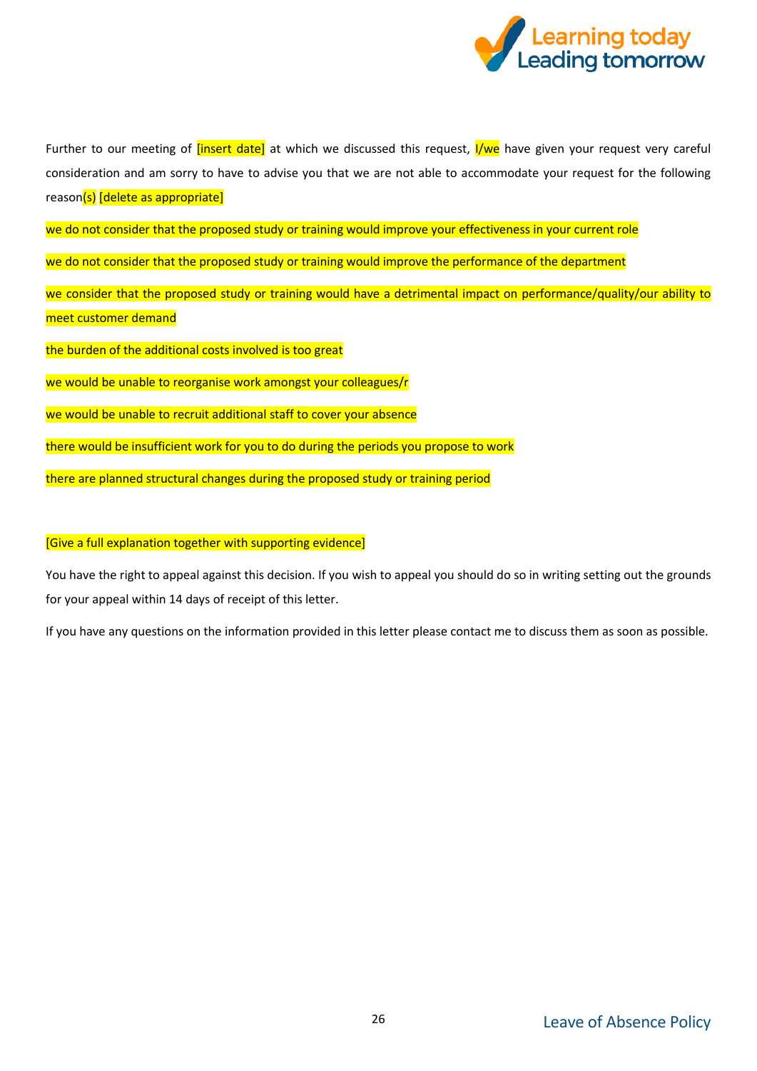Further to our meeting of [insert date] at which we discussed this request, I/we have given your request very careful consideration and am sorry to have to advise you that we are not able to accommodate your request for the following reason(s) [delete as appropriate]

we do not consider that the proposed study or training would improve your effectiveness in your current role

we do not consider that the proposed study or training would improve the performance of the department

we consider that the proposed study or training would have a detrimental impact on performance/quality/our ability to meet customer demand

the burden of the additional costs involved is too great

we would be unable to reorganise work amongst your colleagues/r

we would be unable to recruit additional staff to cover your absence

there would be insufficient work for you to do during the periods you propose to work

there are planned structural changes during the proposed study or training period

[Give a full explanation together with supporting evidence]

You have the right to appeal against this decision. If you wish to appeal you should do so in writing setting out the grounds for your appeal within 14 days of receipt of this letter.

If you have any questions on the information provided in this letter please contact me to discuss them as soon as possible.